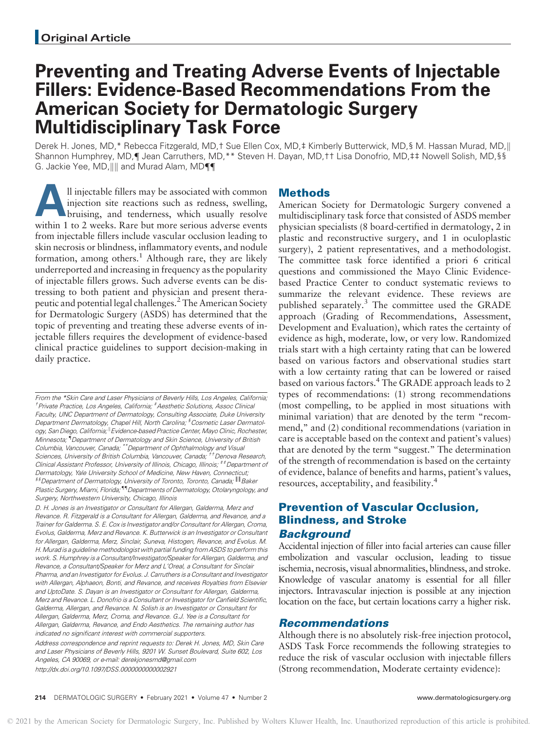## Original Article

# Preventing and Treating Adverse Events of Injectable Fillers: Evidence-Based Recommendations From the American Society for Dermatologic Surgery Multidisciplinary Task Force

Derek H. Jones, MD,* Rebecca Fitzgerald, MD,† Sue Ellen Cox, MD,‡ Kimberly Butterwick, MD,§ M. Hassan Murad, MD,‖ Shannon Humphrey, MD,¶ Jean Carruthers, MD,** Steven H. Dayan, MD,†† Lisa Donofrio, MD,‡‡ Nowell Solish, MD,§§ G. Jackie Yee, MD,‖‖ and Murad Alam, MD¶¶

All injectable fillers may be associated with common injection site reactions such as redness, swelling, bruising, and tenderness, which usually resolve within 1 to 2 weeks. Rare but more serious adverse events from injectable fillers include vascular occlusion leading to skin necrosis or blindness, inflammatory events, and nodule formation, among others.[1] Although rare, they are likely underreported and increasing in frequency as the popularity of injectable fillers grows. Such adverse events can be distressing to both patient and physician and present therapeutic and potential legal challenges.[2] The American Society for Dermatologic Surgery (ASDS) has determined that the topic of preventing and treating these adverse events of injectable fillers requires the development of evidence-based clinical practice guidelines to support decision-making in daily practice.

*From the *Skin Care and Laser Physicians of Beverly Hills, Los Angeles, California; †Private Practice, Los Angeles, California; ‡Aesthetic Solutions, Assoc Clinical Faculty, UNC Department of Dermatology, Consulting Associate, Duke University Department Dermatology, Chapel Hill, North Carolina; §Cosmetic Laser Dermatology, San Diego, California; ‖Evidence-based Practice Center, Mayo Clinic, Rochester, Minnesota; ¶Department of Dermatology and Skin Science, University of British Columbia, Vancouver, Canada; **Department of Ophthalmology and Visual Sciences, University of British Columbia, Vancouver, Canada; ††Denova Research, Clinical Assistant Professor, University of Illinois, Chicago, Illinois; ‡‡Department of Dermatology, Yale University School of Medicine, New Haven, Connecticut; §§Department of Dermatology, University of Toronto, Toronto, Canada; ‖‖Baker Plastic Surgery, Miami, Florida; ¶¶Departments of Dermatology, Otolaryngology, and Surgery, Northwestern University, Chicago, Illinois*

*D. H. Jones is an Investigator or Consultant for Allergan, Galderma, Merz and Revance. R. Fitzgerald is a Consultant for Allergan, Galderma, and Revance, and a Trainer for Galderma. S. E. Cox is Investigator and/or Consultant for Allergan, Croma, Evolus, Galderma, Merz and Revance. K. Butterwick is an Investigator or Consultant for Allergan, Galderma, Merz, Sinclair, Suneva, Histogen, Revance, and Evolus. M. H. Murad is a guideline methodologist with partial funding from ASDS to perform this work. S. Humphrey is a Consultant/Investigator/Speaker for Allergan, Galderma, and Revance, a Consultant/Speaker for Merz and L'Oreal, a Consultant for Sinclair Pharma, and an Investigator for Evolus. J. Carruthers is a Consultant and Investigator with Allergan, Alphaeon, Bonti, and Revance, and receives Royalties from Elsevier and UptoDate. S. Dayan is an Investigator or Consultant for Allergan, Galderma, Merz and Revance. L. Donofrio is a Consultant or Investigator for Canfield Scientific, Galderma, Allergan, and Revance. N. Solish is an Investigator or Consultant for Allergan, Galderma, Merz, Croma, and Revance. G.J. Yee is a Consultant for Allergan, Galderma, Revance, and Endo Aesthetics. The remaining author has indicated no significant interest with commercial supporters.*

*Address correspondence and reprint requests to: Derek H. Jones, MD, Skin Care and Laser Physicians of Beverly Hills, 9201 W. Sunset Boulevard, Suite 602, Los Angeles, CA 90069, or e-mail: derekjonesmd@gmail.com*

*http://dx.doi.org/10.1097/DSS.0000000000002921*

## Methods

American Society for Dermatologic Surgery convened a multidisciplinary task force that consisted of ASDS member physician specialists (8 board-certified in dermatology, 2 in plastic and reconstructive surgery, and 1 in oculoplastic surgery), 2 patient representatives, and a methodologist. The committee task force identified a priori 6 critical questions and commissioned the Mayo Clinic Evidence-based Practice Center to conduct systematic reviews to summarize the relevant evidence. These reviews are published separately.[3] The committee used the GRADE approach (Grading of Recommendations, Assessment, Development and Evaluation), which rates the certainty of evidence as high, moderate, low, or very low. Randomized trials start with a high certainty rating that can be lowered based on various factors and observational studies start with a low certainty rating that can be lowered or raised based on various factors.[4] The GRADE approach leads to 2 types of recommendations: (1) strong recommendations (most compelling, to be applied in most situations with minimal variation) that are denoted by the term "recommend," and (2) conditional recommendations (variation in care is acceptable based on the context and patient's values) that are denoted by the term "suggest." The determination of the strength of recommendation is based on the certainty of evidence, balance of benefits and harms, patient's values, resources, acceptability, and feasibility.[4]

## Prevention of Vascular Occlusion, Blindness, and Stroke

### *Background*

Accidental injection of filler into facial arteries can cause filler embolization and vascular occlusion, leading to tissue ischemia, necrosis, visual abnormalities, blindness, and stroke. Knowledge of vascular anatomy is essential for all filler injectors. Intravascular injection is possible at any injection location on the face, but certain locations carry a higher risk.

### *Recommendations*

Although there is no absolutely risk-free injection protocol, ASDS Task Force recommends the following strategies to reduce the risk of vascular occlusion with injectable fillers (Strong recommendation, Moderate certainty evidence):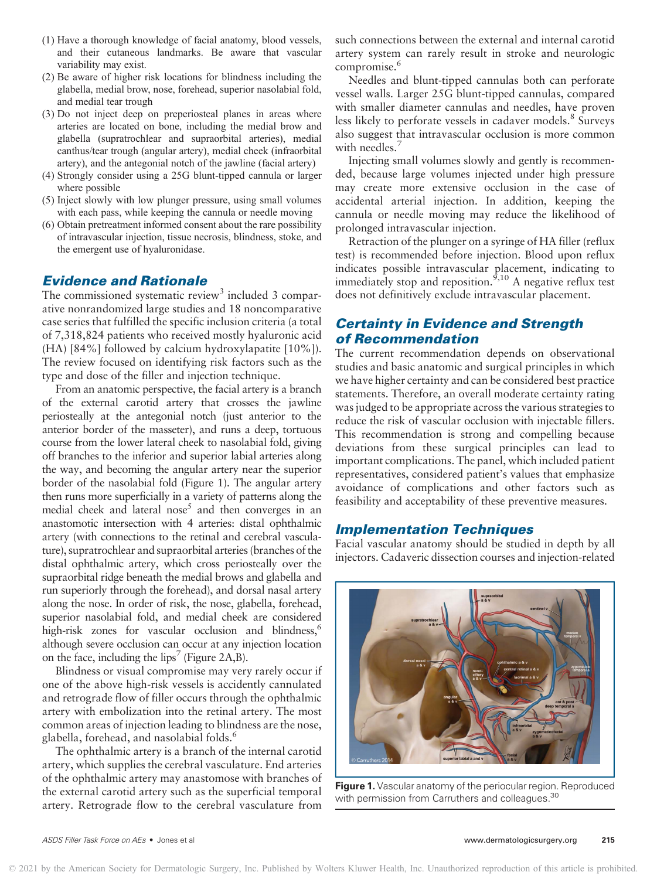(1) Have a thorough knowledge of facial anatomy, blood vessels, and their cutaneous landmarks. Be aware that vascular variability may exist.
(2) Be aware of higher risk locations for blindness including the glabella, medial brow, nose, forehead, superior nasolabial fold, and medial tear trough
(3) Do not inject deep on preperiosteal planes in areas where arteries are located on bone, including the medial brow and glabella (supratrochlear and supraorbital arteries), medial canthus/tear trough (angular artery), medial cheek (infraorbital artery), and the antegonial notch of the jawline (facial artery)
(4) Strongly consider using a 25G blunt-tipped cannula or larger where possible
(5) Inject slowly with low plunger pressure, using small volumes with each pass, while keeping the cannula or needle moving
(6) Obtain pretreatment informed consent about the rare possibility of intravascular injection, tissue necrosis, blindness, stoke, and the emergent use of hyaluronidase.

## Evidence and Rationale

The commissioned systematic review[3] included 3 comparative nonrandomized large studies and 18 noncomparative case series that fulfilled the specific inclusion criteria (a total of 7,318,824 patients who received mostly hyaluronic acid (HA) [84%] followed by calcium hydroxylapatite [10%]). The review focused on identifying risk factors such as the type and dose of the filler and injection technique.

From an anatomic perspective, the facial artery is a branch of the external carotid artery that crosses the jawline periosteally at the antegonial notch (just anterior to the anterior border of the masseter), and runs a deep, tortuous course from the lower lateral cheek to nasolabial fold, giving off branches to the inferior and superior labial arteries along the way, and becoming the angular artery near the superior border of the nasolabial fold (Figure 1). The angular artery then runs more superficially in a variety of patterns along the medial cheek and lateral nose[5] and then converges in an anastomotic intersection with 4 arteries: distal ophthalmic artery (with connections to the retinal and cerebral vasculature), supratrochlear and supraorbital arteries (branches of the distal ophthalmic artery, which cross periosteally over the supraorbital ridge beneath the medial brows and glabella and run superiorly through the forehead), and dorsal nasal artery along the nose. In order of risk, the nose, glabella, forehead, superior nasolabial fold, and medial cheek are considered high-risk zones for vascular occlusion and blindness,[6] although severe occlusion can occur at any injection location on the face, including the lips[7] (Figure 2A,B).

Blindness or visual compromise may very rarely occur if one of the above high-risk vessels is accidently cannulated and retrograde flow of filler occurs through the ophthalmic artery with embolization into the retinal artery. The most common areas of injection leading to blindness are the nose, glabella, forehead, and nasolabial folds.[6]

The ophthalmic artery is a branch of the internal carotid artery, which supplies the cerebral vasculature. End arteries of the ophthalmic artery may anastomose with branches of the external carotid artery such as the superficial temporal artery. Retrograde flow to the cerebral vasculature from such connections between the external and internal carotid artery system can rarely result in stroke and neurologic compromise.[6]

Needles and blunt-tipped cannulas both can perforate vessel walls. Larger 25G blunt-tipped cannulas, compared with smaller diameter cannulas and needles, have proven less likely to perforate vessels in cadaver models.[8] Surveys also suggest that intravascular occlusion is more common with needles.[7]

Injecting small volumes slowly and gently is recommended, because large volumes injected under high pressure may create more extensive occlusion in the case of accidental arterial injection. In addition, keeping the cannula or needle moving may reduce the likelihood of prolonged intravascular injection.

Retraction of the plunger on a syringe of HA filler (reflux test) is recommended before injection. Blood upon reflux indicates possible intravascular placement, indicating to immediately stop and reposition.[9,10] A negative reflux test does not definitively exclude intravascular placement.

## Certainty in Evidence and Strength of Recommendation

The current recommendation depends on observational studies and basic anatomic and surgical principles in which we have higher certainty and can be considered best practice statements. Therefore, an overall moderate certainty rating was judged to be appropriate across the various strategies to reduce the risk of vascular occlusion with injectable fillers. This recommendation is strong and compelling because deviations from these surgical principles can lead to important complications. The panel, which included patient representatives, considered patient's values that emphasize avoidance of complications and other factors such as feasibility and acceptability of these preventive measures.

## Implementation Techniques

Facial vascular anatomy should be studied in depth by all injectors. Cadaveric dissection courses and injection-related

**Figure 1.** Vascular anatomy of the periocular region. Reproduced with permission from Carruthers and colleagues.[30]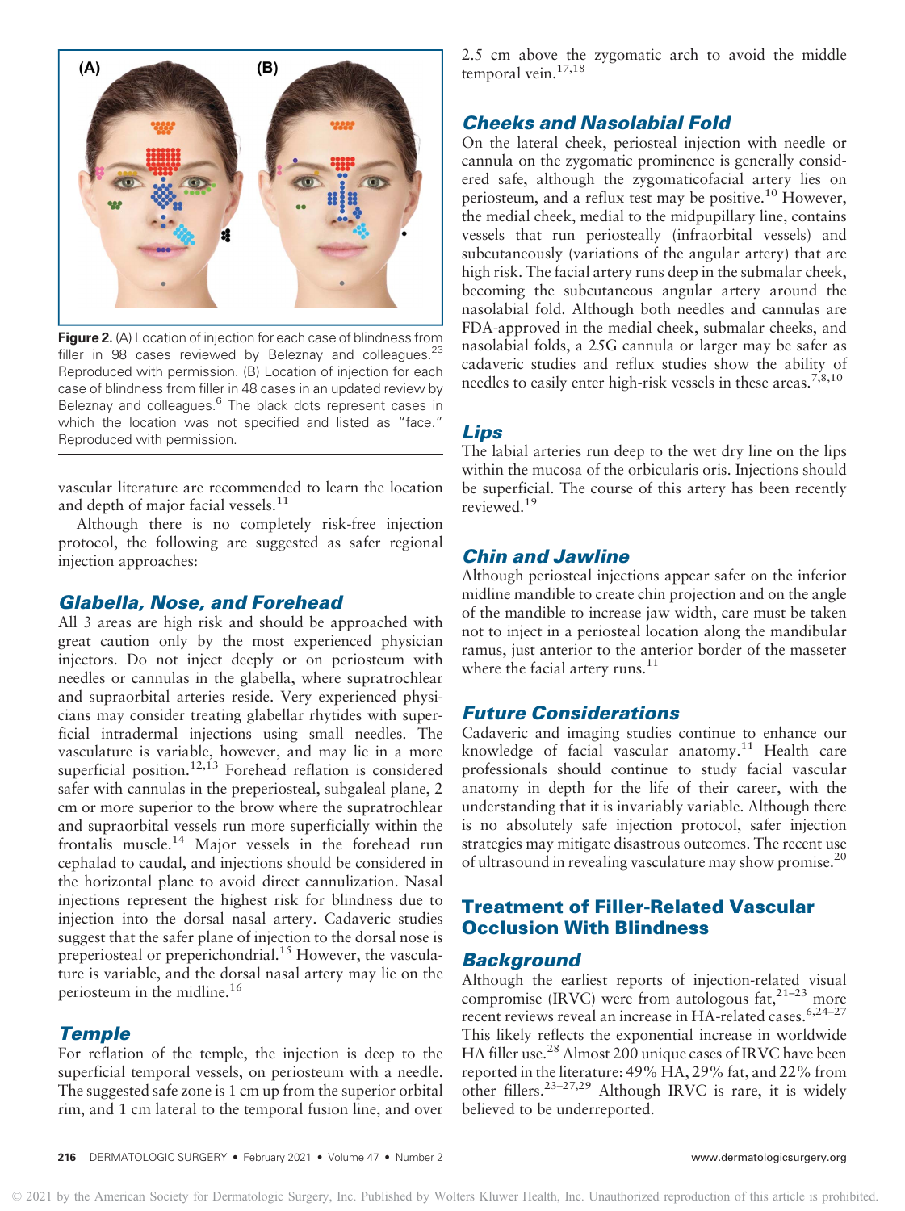**Figure 2.** (A) Location of injection for each case of blindness from filler in 98 cases reviewed by Beleznay and colleagues.[23] Reproduced with permission. (B) Location of injection for each case of blindness from filler in 48 cases in an updated review by Beleznay and colleagues.[6] The black dots represent cases in which the location was not specified and listed as "face." Reproduced with permission.

vascular literature are recommended to learn the location and depth of major facial vessels.[11]

Although there is no completely risk-free injection protocol, the following are suggested as safer regional injection approaches:

### Glabella, Nose, and Forehead

All 3 areas are high risk and should be approached with great caution only by the most experienced physician injectors. Do not inject deeply or on periosteum with needles or cannulas in the glabella, where supratrochlear and supraorbital arteries reside. Very experienced physicians may consider treating glabellar rhytides with superficial intradermal injections using small needles. The vasculature is variable, however, and may lie in a more superficial position.[12,13] Forehead reflation is considered safer with cannulas in the preperiosteal, subgaleal plane, 2 cm or more superior to the brow where the supratrochlear and supraorbital vessels run more superficially within the frontalis muscle.[14] Major vessels in the forehead run cephalad to caudal, and injections should be considered in the horizontal plane to avoid direct cannulization. Nasal injections represent the highest risk for blindness due to injection into the dorsal nasal artery. Cadaveric studies suggest that the safer plane of injection to the dorsal nose is preperiosteal or preperichondrial.[15] However, the vasculature is variable, and the dorsal nasal artery may lie on the periosteum in the midline.[16]

### Temple

For reflation of the temple, the injection is deep to the superficial temporal vessels, on periosteum with a needle. The suggested safe zone is 1 cm up from the superior orbital rim, and 1 cm lateral to the temporal fusion line, and over 2.5 cm above the zygomatic arch to avoid the middle temporal vein.[17,18]

### Cheeks and Nasolabial Fold

On the lateral cheek, periosteal injection with needle or cannula on the zygomatic prominence is generally considered safe, although the zygomaticofacial artery lies on periosteum, and a reflux test may be positive.[10] However, the medial cheek, medial to the midpupillary line, contains vessels that run periosteally (infraorbital vessels) and subcutaneously (variations of the angular artery) that are high risk. The facial artery runs deep in the submalar cheek, becoming the subcutaneous angular artery around the nasolabial fold. Although both needles and cannulas are FDA-approved in the medial cheek, submalar cheeks, and nasolabial folds, a 25G cannula or larger may be safer as cadaveric studies and reflux studies show the ability of needles to easily enter high-risk vessels in these areas.[7,8,10]

### Lips

The labial arteries run deep to the wet dry line on the lips within the mucosa of the orbicularis oris. Injections should be superficial. The course of this artery has been recently reviewed.[19]

### Chin and Jawline

Although periosteal injections appear safer on the inferior midline mandible to create chin projection and on the angle of the mandible to increase jaw width, care must be taken not to inject in a periosteal location along the mandibular ramus, just anterior to the anterior border of the masseter where the facial artery runs.[11]

### Future Considerations

Cadaveric and imaging studies continue to enhance our knowledge of facial vascular anatomy.[11] Health care professionals should continue to study facial vascular anatomy in depth for the life of their career, with the understanding that it is invariably variable. Although there is no absolutely safe injection protocol, safer injection strategies may mitigate disastrous outcomes. The recent use of ultrasound in revealing vasculature may show promise.[20]

## Treatment of Filler-Related Vascular Occlusion With Blindness

### Background

Although the earliest reports of injection-related visual compromise (IRVC) were from autologous fat,[21–23] more recent reviews reveal an increase in HA-related cases.[6,24–27] This likely reflects the exponential increase in worldwide HA filler use.[28] Almost 200 unique cases of IRVC have been reported in the literature: 49% HA, 29% fat, and 22% from other fillers.[23–27,29] Although IRVC is rare, it is widely believed to be underreported.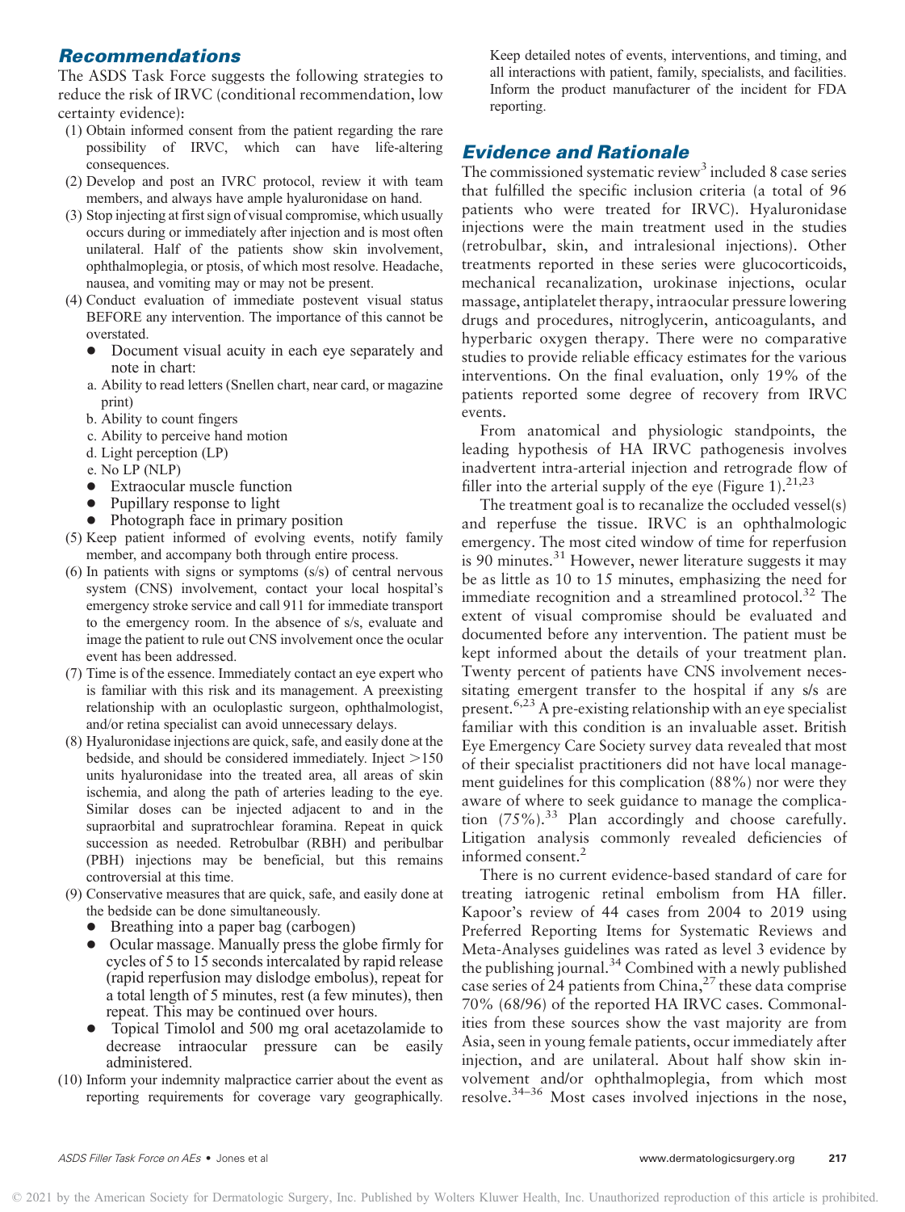## Recommendations

The ASDS Task Force suggests the following strategies to reduce the risk of IRVC (conditional recommendation, low certainty evidence):

1. Obtain informed consent from the patient regarding the rare possibility of IRVC, which can have life-altering consequences.
2. Develop and post an IVRC protocol, review it with team members, and always have ample hyaluronidase on hand.
3. Stop injecting at first sign of visual compromise, which usually occurs during or immediately after injection and is most often unilateral. Half of the patients show skin involvement, ophthalmoplegia, or ptosis, of which most resolve. Headache, nausea, and vomiting may or may not be present.
4. Conduct evaluation of immediate postevent visual status BEFORE any intervention. The importance of this cannot be overstated.
   - Document visual acuity in each eye separately and note in chart:
     a. Ability to read letters (Snellen chart, near card, or magazine print)
     b. Ability to count fingers
     c. Ability to perceive hand motion
     d. Light perception (LP)
     e. No LP (NLP)
   - Extraocular muscle function
   - Pupillary response to light
   - Photograph face in primary position
5. Keep patient informed of evolving events, notify family member, and accompany both through entire process.
6. In patients with signs or symptoms (s/s) of central nervous system (CNS) involvement, contact your local hospital's emergency stroke service and call 911 for immediate transport to the emergency room. In the absence of s/s, evaluate and image the patient to rule out CNS involvement once the ocular event has been addressed.
7. Time is of the essence. Immediately contact an eye expert who is familiar with this risk and its management. A preexisting relationship with an oculoplastic surgeon, ophthalmologist, and/or retina specialist can avoid unnecessary delays.
8. Hyaluronidase injections are quick, safe, and easily done at the bedside, and should be considered immediately. Inject >150 units hyaluronidase into the treated area, all areas of skin ischemia, and along the path of arteries leading to the eye. Similar doses can be injected adjacent to and in the supraorbital and supratrochlear foramina. Repeat in quick succession as needed. Retrobulbar (RBH) and peribulbar (PBH) injections may be beneficial, but this remains controversial at this time.
9. Conservative measures that are quick, safe, and easily done at the bedside can be done simultaneously.
   - Breathing into a paper bag (carbogen)
   - Ocular massage. Manually press the globe firmly for cycles of 5 to 15 seconds intercalated by rapid release (rapid reperfusion may dislodge embolus), repeat for a total length of 5 minutes, rest (a few minutes), then repeat. This may be continued over hours.
   - Topical Timolol and 500 mg oral acetazolamide to decrease intraocular pressure can be easily administered.
10. Inform your indemnity malpractice carrier about the event as reporting requirements for coverage vary geographically. Keep detailed notes of events, interventions, and timing, and all interactions with patient, family, specialists, and facilities. Inform the product manufacturer of the incident for FDA reporting.

## Evidence and Rationale

The commissioned systematic review[3] included 8 case series that fulfilled the specific inclusion criteria (a total of 96 patients who were treated for IRVC). Hyaluronidase injections were the main treatment used in the studies (retrobulbar, skin, and intralesional injections). Other treatments reported in these series were glucocorticoids, mechanical recanalization, urokinase injections, ocular massage, antiplatelet therapy, intraocular pressure lowering drugs and procedures, nitroglycerin, anticoagulants, and hyperbaric oxygen therapy. There were no comparative studies to provide reliable efficacy estimates for the various interventions. On the final evaluation, only 19% of the patients reported some degree of recovery from IRVC events.

From anatomical and physiologic standpoints, the leading hypothesis of HA IRVC pathogenesis involves inadvertent intra-arterial injection and retrograde flow of filler into the arterial supply of the eye (Figure 1).[21,23]

The treatment goal is to recanalize the occluded vessel(s) and reperfuse the tissue. IRVC is an ophthalmologic emergency. The most cited window of time for reperfusion is 90 minutes.[31] However, newer literature suggests it may be as little as 10 to 15 minutes, emphasizing the need for immediate recognition and a streamlined protocol.[32] The extent of visual compromise should be evaluated and documented before any intervention. The patient must be kept informed about the details of your treatment plan. Twenty percent of patients have CNS involvement necessitating emergent transfer to the hospital if any s/s are present.[6,23] A pre-existing relationship with an eye specialist familiar with this condition is an invaluable asset. British Eye Emergency Care Society survey data revealed that most of their specialist practitioners did not have local management guidelines for this complication (88%) nor were they aware of where to seek guidance to manage the complication (75%).[33] Plan accordingly and choose carefully. Litigation analysis commonly revealed deficiencies of informed consent.[2]

There is no current evidence-based standard of care for treating iatrogenic retinal embolism from HA filler. Kapoor's review of 44 cases from 2004 to 2019 using Preferred Reporting Items for Systematic Reviews and Meta-Analyses guidelines was rated as level 3 evidence by the publishing journal.[34] Combined with a newly published case series of 24 patients from China,[27] these data comprise 70% (68/96) of the reported HA IRVC cases. Commonalities from these sources show the vast majority are from Asia, seen in young female patients, occur immediately after injection, and are unilateral. About half show skin involvement and/or ophthalmoplegia, from which most resolve.[34–36] Most cases involved injections in the nose,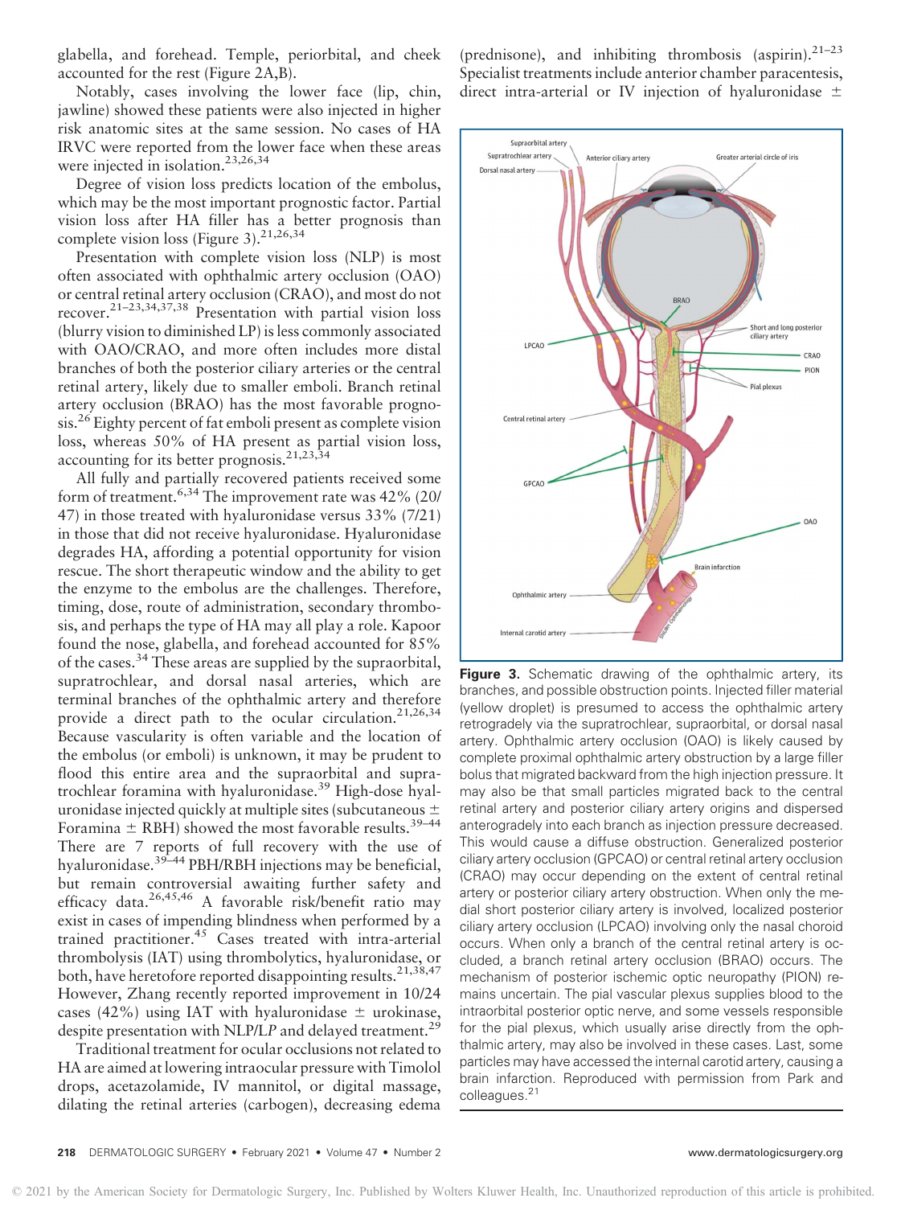glabella, and forehead. Temple, periorbital, and cheek accounted for the rest (Figure 2A,B).

Notably, cases involving the lower face (lip, chin, jawline) showed these patients were also injected in higher risk anatomic sites at the same session. No cases of HA IRVC were reported from the lower face when these areas were injected in isolation.[23,26,34]

Degree of vision loss predicts location of the embolus, which may be the most important prognostic factor. Partial vision loss after HA filler has a better prognosis than complete vision loss (Figure 3).[21,26,34]

Presentation with complete vision loss (NLP) is most often associated with ophthalmic artery occlusion (OAO) or central retinal artery occlusion (CRAO), and most do not recover.[21–23,34,37,38] Presentation with partial vision loss (blurry vision to diminished LP) is less commonly associated with OAO/CRAO, and more often includes more distal branches of both the posterior ciliary arteries or the central retinal artery, likely due to smaller emboli. Branch retinal artery occlusion (BRAO) has the most favorable prognosis.[26] Eighty percent of fat emboli present as complete vision loss, whereas 50% of HA present as partial vision loss, accounting for its better prognosis.[21,23,34]

All fully and partially recovered patients received some form of treatment.[6,34] The improvement rate was 42% (20/47) in those treated with hyaluronidase versus 33% (7/21) in those that did not receive hyaluronidase. Hyaluronidase degrades HA, affording a potential opportunity for vision rescue. The short therapeutic window and the ability to get the enzyme to the embolus are the challenges. Therefore, timing, dose, route of administration, secondary thrombosis, and perhaps the type of HA may all play a role. Kapoor found the nose, glabella, and forehead accounted for 85% of the cases.[34] These areas are supplied by the supraorbital, supratrochlear, and dorsal nasal arteries, which are terminal branches of the ophthalmic artery and therefore provide a direct path to the ocular circulation.[21,26,34] Because vascularity is often variable and the location of the embolus (or emboli) is unknown, it may be prudent to flood this entire area and the supraorbital and supratrochlear foramina with hyaluronidase.[39] High-dose hyaluronidase injected quickly at multiple sites (subcutaneous ± Foramina ± RBH) showed the most favorable results.[39–44] There are 7 reports of full recovery with the use of hyaluronidase.[39–44] PBH/RBH injections may be beneficial, but remain controversial awaiting further safety and efficacy data.[26,45,46] A favorable risk/benefit ratio may exist in cases of impending blindness when performed by a trained practitioner.[45] Cases treated with intra-arterial thrombolysis (IAT) using thrombolytics, hyaluronidase, or both, have heretofore reported disappointing results.[21,38,47] However, Zhang recently reported improvement in 10/24 cases (42%) using IAT with hyaluronidase ± urokinase, despite presentation with NLP/LP and delayed treatment.[29]

Traditional treatment for ocular occlusions not related to HA are aimed at lowering intraocular pressure with Timolol drops, acetazolamide, IV mannitol, or digital massage, dilating the retinal arteries (carbogen), decreasing edema (prednisone), and inhibiting thrombosis (aspirin).[21–23] Specialist treatments include anterior chamber paracentesis, direct intra-arterial or IV injection of hyaluronidase ±

**Figure 3.** Schematic drawing of the ophthalmic artery, its branches, and possible obstruction points. Injected filler material (yellow droplet) is presumed to access the ophthalmic artery retrogradely via the supratrochlear, supraorbital, or dorsal nasal artery. Ophthalmic artery occlusion (OAO) is likely caused by complete proximal ophthalmic artery obstruction by a large filler bolus that migrated backward from the high injection pressure. It may also be that small particles migrated back to the central retinal artery and posterior ciliary artery origins and dispersed anterogradely into each branch as injection pressure decreased. This would cause a diffuse obstruction. Generalized posterior ciliary artery occlusion (GPCAO) or central retinal artery occlusion (CRAO) may occur depending on the extent of central retinal artery or posterior ciliary artery obstruction. When only the medial short posterior ciliary artery is involved, localized posterior ciliary artery occlusion (LPCAO) involving only the nasal choroid occurs. When only a branch of the central retinal artery is occluded, a branch retinal artery occlusion (BRAO) occurs. The mechanism of posterior ischemic optic neuropathy (PION) remains uncertain. The pial vascular plexus supplies blood to the intraorbital posterior optic nerve, and some vessels responsible for the pial plexus, which usually arise directly from the ophthalmic artery, may also be involved in these cases. Last, some particles may have accessed the internal carotid artery, causing a brain infarction. Reproduced with permission from Park and colleagues.[21]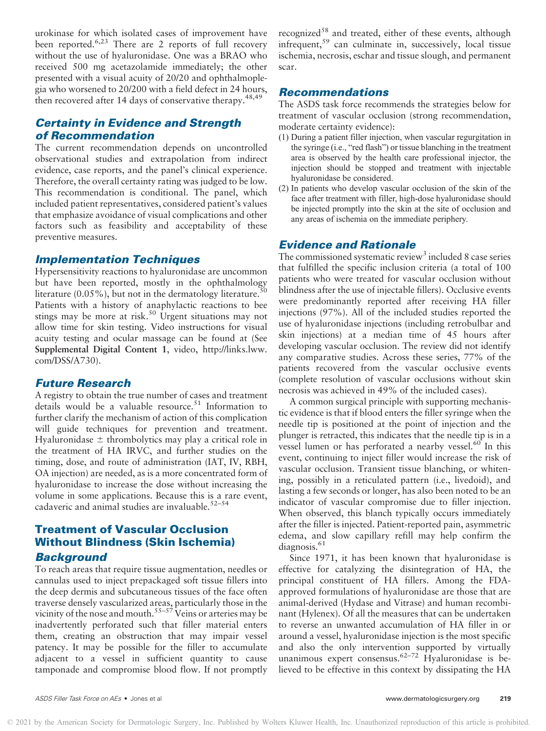urokinase for which isolated cases of improvement have been reported.[6,23] There are 2 reports of full recovery without the use of hyaluronidase. One was a BRAO who received 500 mg acetazolamide immediately; the other presented with a visual acuity of 20/20 and ophthalmoplegia who worsened to 20/200 with a field defect in 24 hours, then recovered after 14 days of conservative therapy.[48,49]

### Certainty in Evidence and Strength of Recommendation

The current recommendation depends on uncontrolled observational studies and extrapolation from indirect evidence, case reports, and the panel's clinical experience. Therefore, the overall certainty rating was judged to be low. This recommendation is conditional. The panel, which included patient representatives, considered patient's values that emphasize avoidance of visual complications and other factors such as feasibility and acceptability of these preventive measures.

### Implementation Techniques

Hypersensitivity reactions to hyaluronidase are uncommon but have been reported, mostly in the ophthalmology literature (0.05%), but not in the dermatology literature.[50] Patients with a history of anaphylactic reactions to bee stings may be more at risk.[50] Urgent situations may not allow time for skin testing. Video instructions for visual acuity testing and ocular massage can be found at (See **Supplemental Digital Content 1**, video, http://links.lww.com/DSS/A730).

### Future Research

A registry to obtain the true number of cases and treatment details would be a valuable resource.[51] Information to further clarify the mechanism of action of this complication will guide techniques for prevention and treatment. Hyaluronidase ± thrombolytics may play a critical role in the treatment of HA IRVC, and further studies on the timing, dose, and route of administration (IAT, IV, RBH, OA injection) are needed, as is a more concentrated form of hyaluronidase to increase the dose without increasing the volume in some applications. Because this is a rare event, cadaveric and animal studies are invaluable.[52–54]

## Treatment of Vascular Occlusion Without Blindness (Skin Ischemia)

### Background

To reach areas that require tissue augmentation, needles or cannulas used to inject prepackaged soft tissue fillers into the deep dermis and subcutaneous tissues of the face often traverse densely vascularized areas, particularly those in the vicinity of the nose and mouth.[55–57] Veins or arteries may be inadvertently perforated such that filler material enters them, creating an obstruction that may impair vessel patency. It may be possible for the filler to accumulate adjacent to a vessel in sufficient quantity to cause tamponade and compromise blood flow. If not promptly recognized[58] and treated, either of these events, although infrequent,[59] can culminate in, successively, local tissue ischemia, necrosis, eschar and tissue slough, and permanent scar.

### Recommendations

The ASDS task force recommends the strategies below for treatment of vascular occlusion (strong recommendation, moderate certainty evidence):

(1) During a patient filler injection, when vascular regurgitation in the syringe (i.e., "red flash") or tissue blanching in the treatment area is observed by the health care professional injector, the injection should be stopped and treatment with injectable hyaluronidase be considered.
(2) In patients who develop vascular occlusion of the skin of the face after treatment with filler, high-dose hyaluronidase should be injected promptly into the skin at the site of occlusion and any areas of ischemia on the immediate periphery.

### Evidence and Rationale

The commissioned systematic review[3] included 8 case series that fulfilled the specific inclusion criteria (a total of 100 patients who were treated for vascular occlusion without blindness after the use of injectable fillers). Occlusive events were predominantly reported after receiving HA filler injections (97%). All of the included studies reported the use of hyaluronidase injections (including retrobulbar and skin injections) at a median time of 45 hours after developing vascular occlusion. The review did not identify any comparative studies. Across these series, 77% of the patients recovered from the vascular occlusive events (complete resolution of vascular occlusions without skin necrosis was achieved in 49% of the included cases).

A common surgical principle with supporting mechanistic evidence is that if blood enters the filler syringe when the needle tip is positioned at the point of injection and the plunger is retracted, this indicates that the needle tip is in a vessel lumen or has perforated a nearby vessel.[60] In this event, continuing to inject filler would increase the risk of vascular occlusion. Transient tissue blanching, or whitening, possibly in a reticulated pattern (i.e., livedoid), and lasting a few seconds or longer, has also been noted to be an indicator of vascular compromise due to filler injection. When observed, this blanch typically occurs immediately after the filler is injected. Patient-reported pain, asymmetric edema, and slow capillary refill may help confirm the diagnosis.[61]

Since 1971, it has been known that hyaluronidase is effective for catalyzing the disintegration of HA, the principal constituent of HA fillers. Among the FDA-approved formulations of hyaluronidase are those that are animal-derived (Hydase and Vitrase) and human recombinant (Hylenex). Of all the measures that can be undertaken to reverse an unwanted accumulation of HA filler in or around a vessel, hyaluronidase injection is the most specific and also the only intervention supported by virtually unanimous expert consensus.[62–72] Hyaluronidase is believed to be effective in this context by dissipating the HA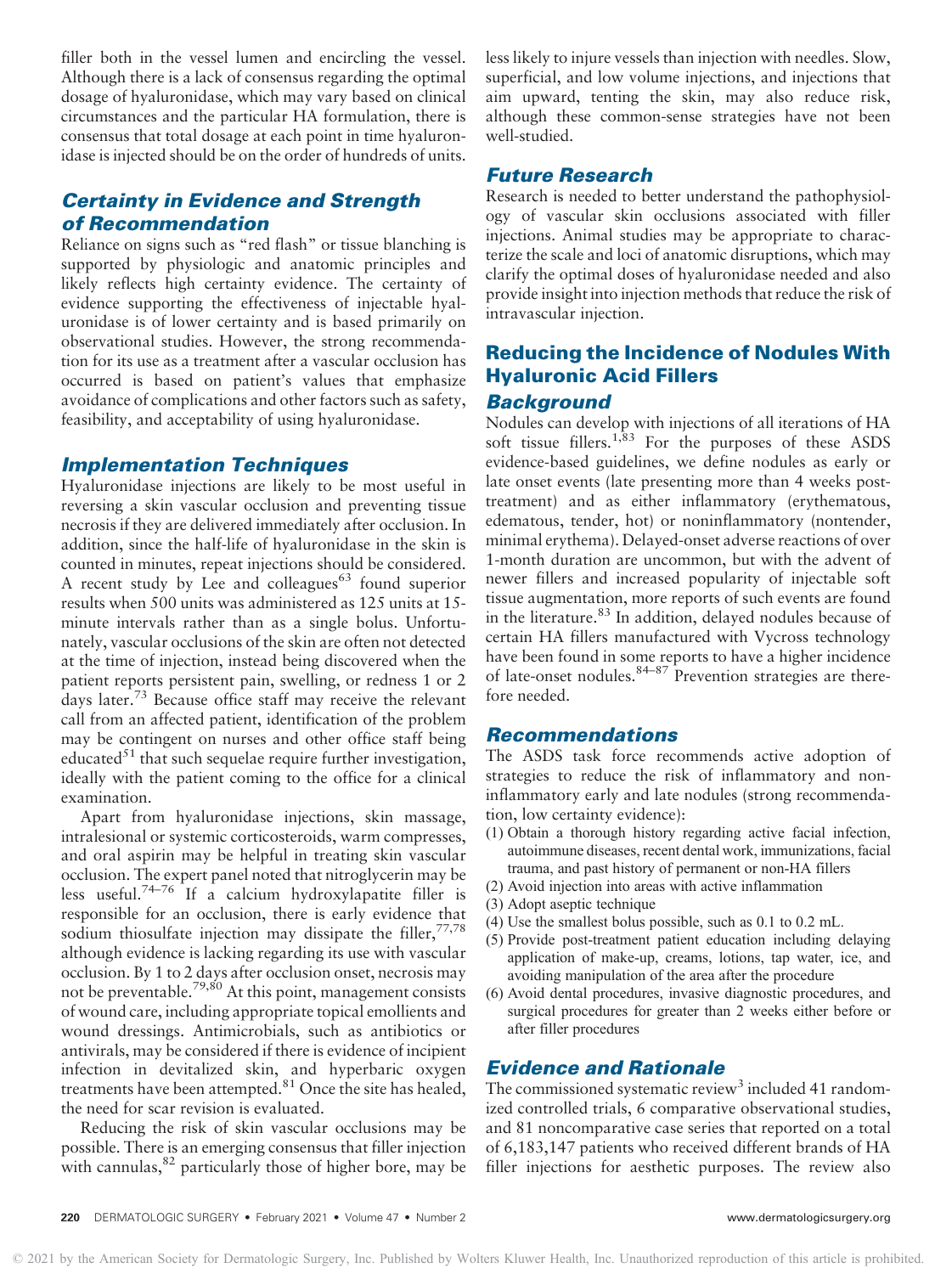filler both in the vessel lumen and encircling the vessel. Although there is a lack of consensus regarding the optimal dosage of hyaluronidase, which may vary based on clinical circumstances and the particular HA formulation, there is consensus that total dosage at each point in time hyaluronidase is injected should be on the order of hundreds of units.

### Certainty in Evidence and Strength of Recommendation

Reliance on signs such as "red flash" or tissue blanching is supported by physiologic and anatomic principles and likely reflects high certainty evidence. The certainty of evidence supporting the effectiveness of injectable hyaluronidase is of lower certainty and is based primarily on observational studies. However, the strong recommendation for its use as a treatment after a vascular occlusion has occurred is based on patient's values that emphasize avoidance of complications and other factors such as safety, feasibility, and acceptability of using hyaluronidase.

### Implementation Techniques

Hyaluronidase injections are likely to be most useful in reversing a skin vascular occlusion and preventing tissue necrosis if they are delivered immediately after occlusion. In addition, since the half-life of hyaluronidase in the skin is counted in minutes, repeat injections should be considered. A recent study by Lee and colleagues[63] found superior results when 500 units was administered as 125 units at 15-minute intervals rather than as a single bolus. Unfortunately, vascular occlusions of the skin are often not detected at the time of injection, instead being discovered when the patient reports persistent pain, swelling, or redness 1 or 2 days later.[73] Because office staff may receive the relevant call from an affected patient, identification of the problem may be contingent on nurses and other office staff being educated[51] that such sequelae require further investigation, ideally with the patient coming to the office for a clinical examination.

Apart from hyaluronidase injections, skin massage, intralesional or systemic corticosteroids, warm compresses, and oral aspirin may be helpful in treating skin vascular occlusion. The expert panel noted that nitroglycerin may be less useful.[74–76] If a calcium hydroxylapatite filler is responsible for an occlusion, there is early evidence that sodium thiosulfate injection may dissipate the filler,[77,78] although evidence is lacking regarding its use with vascular occlusion. By 1 to 2 days after occlusion onset, necrosis may not be preventable.[79,80] At this point, management consists of wound care, including appropriate topical emollients and wound dressings. Antimicrobials, such as antibiotics or antivirals, may be considered if there is evidence of incipient infection in devitalized skin, and hyperbaric oxygen treatments have been attempted.[81] Once the site has healed, the need for scar revision is evaluated.

Reducing the risk of skin vascular occlusions may be possible. There is an emerging consensus that filler injection with cannulas,[82] particularly those of higher bore, may be less likely to injure vessels than injection with needles. Slow, superficial, and low volume injections, and injections that aim upward, tenting the skin, may also reduce risk, although these common-sense strategies have not been well-studied.

### Future Research

Research is needed to better understand the pathophysiology of vascular skin occlusions associated with filler injections. Animal studies may be appropriate to characterize the scale and loci of anatomic disruptions, which may clarify the optimal doses of hyaluronidase needed and also provide insight into injection methods that reduce the risk of intravascular injection.

## Reducing the Incidence of Nodules With Hyaluronic Acid Fillers

### Background

Nodules can develop with injections of all iterations of HA soft tissue fillers.[1,83] For the purposes of these ASDS evidence-based guidelines, we define nodules as early or late onset events (late presenting more than 4 weeks post-treatment) and as either inflammatory (erythematous, edematous, tender, hot) or noninflammatory (nontender, minimal erythema). Delayed-onset adverse reactions of over 1-month duration are uncommon, but with the advent of newer fillers and increased popularity of injectable soft tissue augmentation, more reports of such events are found in the literature.[83] In addition, delayed nodules because of certain HA fillers manufactured with Vycross technology have been found in some reports to have a higher incidence of late-onset nodules.[84–87] Prevention strategies are therefore needed.

### Recommendations

The ASDS task force recommends active adoption of strategies to reduce the risk of inflammatory and noninflammatory early and late nodules (strong recommendation, low certainty evidence):

(1) Obtain a thorough history regarding active facial infection, autoimmune diseases, recent dental work, immunizations, facial trauma, and past history of permanent or non-HA fillers
(2) Avoid injection into areas with active inflammation
(3) Adopt aseptic technique
(4) Use the smallest bolus possible, such as 0.1 to 0.2 mL.
(5) Provide post-treatment patient education including delaying application of make-up, creams, lotions, tap water, ice, and avoiding manipulation of the area after the procedure
(6) Avoid dental procedures, invasive diagnostic procedures, and surgical procedures for greater than 2 weeks either before or after filler procedures

### Evidence and Rationale

The commissioned systematic review[3] included 41 randomized controlled trials, 6 comparative observational studies, and 81 noncomparative case series that reported on a total of 6,183,147 patients who received different brands of HA filler injections for aesthetic purposes. The review also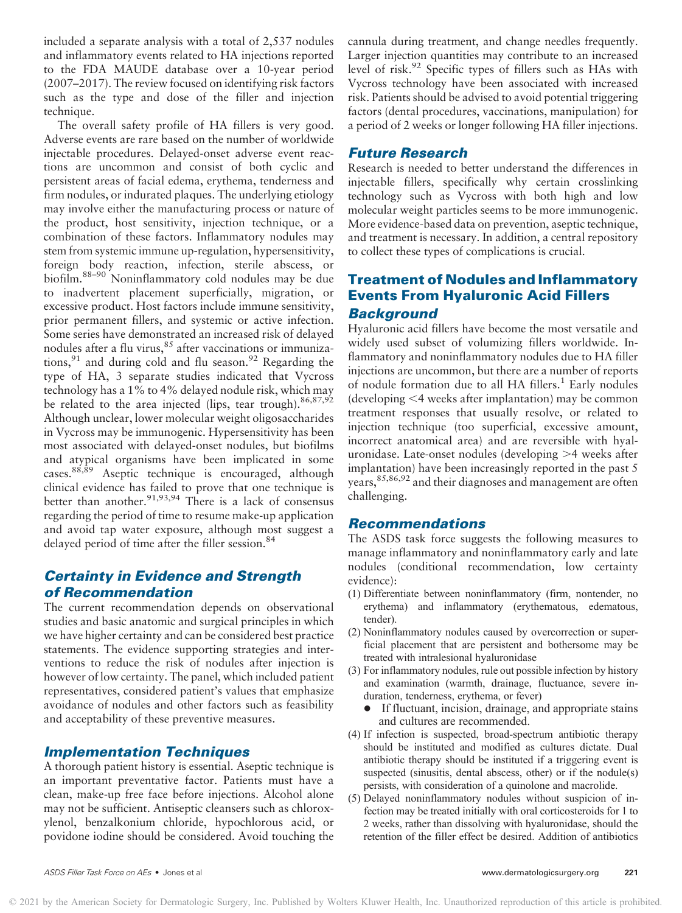included a separate analysis with a total of 2,537 nodules and inflammatory events related to HA injections reported to the FDA MAUDE database over a 10-year period (2007–2017). The review focused on identifying risk factors such as the type and dose of the filler and injection technique.

The overall safety profile of HA fillers is very good. Adverse events are rare based on the number of worldwide injectable procedures. Delayed-onset adverse event reactions are uncommon and consist of both cyclic and persistent areas of facial edema, erythema, tenderness and firm nodules, or indurated plaques. The underlying etiology may involve either the manufacturing process or nature of the product, host sensitivity, injection technique, or a combination of these factors. Inflammatory nodules may stem from systemic immune up-regulation, hypersensitivity, foreign body reaction, infection, sterile abscess, or biofilm.[88–90] Noninflammatory cold nodules may be due to inadvertent placement superficially, migration, or excessive product. Host factors include immune sensitivity, prior permanent fillers, and systemic or active infection. Some series have demonstrated an increased risk of delayed nodules after a flu virus,[85] after vaccinations or immunizations,[91] and during cold and flu season.[92] Regarding the type of HA, 3 separate studies indicated that Vycross technology has a 1% to 4% delayed nodule risk, which may be related to the area injected (lips, tear trough).[86,87,92] Although unclear, lower molecular weight oligosaccharides in Vycross may be immunogenic. Hypersensitivity has been most associated with delayed-onset nodules, but biofilms and atypical organisms have been implicated in some cases.[88,89] Aseptic technique is encouraged, although clinical evidence has failed to prove that one technique is better than another.[91,93,94] There is a lack of consensus regarding the period of time to resume make-up application and avoid tap water exposure, although most suggest a delayed period of time after the filler session.[84]

### Certainty in Evidence and Strength of Recommendation

The current recommendation depends on observational studies and basic anatomic and surgical principles in which we have higher certainty and can be considered best practice statements. The evidence supporting strategies and interventions to reduce the risk of nodules after injection is however of low certainty. The panel, which included patient representatives, considered patient's values that emphasize avoidance of nodules and other factors such as feasibility and acceptability of these preventive measures.

### Implementation Techniques

A thorough patient history is essential. Aseptic technique is an important preventative factor. Patients must have a clean, make-up free face before injections. Alcohol alone may not be sufficient. Antiseptic cleansers such as chloroxylenol, benzalkonium chloride, hypochlorous acid, or povidone iodine should be considered. Avoid touching the cannula during treatment, and change needles frequently. Larger injection quantities may contribute to an increased level of risk.[92] Specific types of fillers such as HAs with Vycross technology have been associated with increased risk. Patients should be advised to avoid potential triggering factors (dental procedures, vaccinations, manipulation) for a period of 2 weeks or longer following HA filler injections.

### Future Research

Research is needed to better understand the differences in injectable fillers, specifically why certain crosslinking technology such as Vycross with both high and low molecular weight particles seems to be more immunogenic. More evidence-based data on prevention, aseptic technique, and treatment is necessary. In addition, a central repository to collect these types of complications is crucial.

## Treatment of Nodules and Inflammatory Events From Hyaluronic Acid Fillers

### Background

Hyaluronic acid fillers have become the most versatile and widely used subset of volumizing fillers worldwide. Inflammatory and noninflammatory nodules due to HA filler injections are uncommon, but there are a number of reports of nodule formation due to all HA fillers.[1] Early nodules (developing <4 weeks after implantation) may be common treatment responses that usually resolve, or related to injection technique (too superficial, excessive amount, incorrect anatomical area) and are reversible with hyaluronidase. Late-onset nodules (developing >4 weeks after implantation) have been increasingly reported in the past 5 years,[85,86,92] and their diagnoses and management are often challenging.

### Recommendations

The ASDS task force suggests the following measures to manage inflammatory and noninflammatory early and late nodules (conditional recommendation, low certainty evidence):

(1) Differentiate between noninflammatory (firm, nontender, no erythema) and inflammatory (erythematous, edematous, tender).
(2) Noninflammatory nodules caused by overcorrection or superficial placement that are persistent and bothersome may be treated with intralesional hyaluronidase
(3) For inflammatory nodules, rule out possible infection by history and examination (warmth, drainage, fluctuance, severe induration, tenderness, erythema, or fever)
   - If fluctuant, incision, drainage, and appropriate stains and cultures are recommended.
(4) If infection is suspected, broad-spectrum antibiotic therapy should be instituted and modified as cultures dictate. Dual antibiotic therapy should be instituted if a triggering event is suspected (sinusitis, dental abscess, other) or if the nodule(s) persists, with consideration of a quinolone and macrolide.
(5) Delayed noninflammatory nodules without suspicion of infection may be treated initially with oral corticosteroids for 1 to 2 weeks, rather than dissolving with hyaluronidase, should the retention of the filler effect be desired. Addition of antibiotics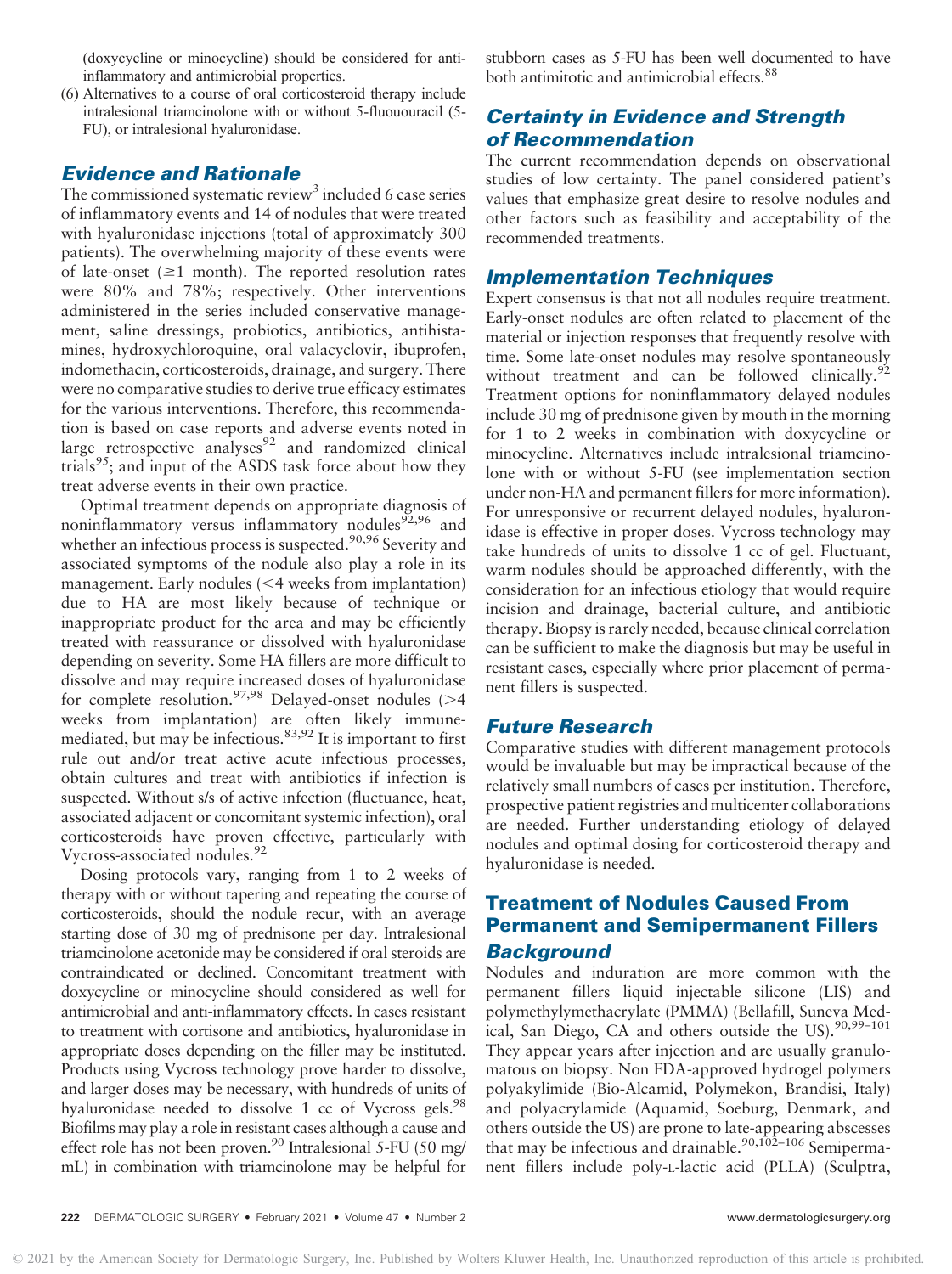(doxycycline or minocycline) should be considered for anti-inflammatory and antimicrobial properties.

(6) Alternatives to a course of oral corticosteroid therapy include intralesional triamcinolone with or without 5-fluouoruracil (5-FU), or intralesional hyaluronidase.

### Evidence and Rationale

The commissioned systematic review[3] included 6 case series of inflammatory events and 14 of nodules that were treated with hyaluronidase injections (total of approximately 300 patients). The overwhelming majority of these events were of late-onset (≥1 month). The reported resolution rates were 80% and 78%; respectively. Other interventions administered in the series included conservative management, saline dressings, probiotics, antibiotics, antihistamines, hydroxychloroquine, oral valacyclovir, ibuprofen, indomethacin, corticosteroids, drainage, and surgery. There were no comparative studies to derive true efficacy estimates for the various interventions. Therefore, this recommendation is based on case reports and adverse events noted in large retrospective analyses[92] and randomized clinical trials[95]; and input of the ASDS task force about how they treat adverse events in their own practice.

Optimal treatment depends on appropriate diagnosis of noninflammatory versus inflammatory nodules[92,96] and whether an infectious process is suspected.[90,96] Severity and associated symptoms of the nodule also play a role in its management. Early nodules (<4 weeks from implantation) due to HA are most likely because of technique or inappropriate product for the area and may be efficiently treated with reassurance or dissolved with hyaluronidase depending on severity. Some HA fillers are more difficult to dissolve and may require increased doses of hyaluronidase for complete resolution.[97,98] Delayed-onset nodules (>4 weeks from implantation) are often likely immune-mediated, but may be infectious.[83,92] It is important to first rule out and/or treat active acute infectious processes, obtain cultures and treat with antibiotics if infection is suspected. Without s/s of active infection (fluctuance, heat, associated adjacent or concomitant systemic infection), oral corticosteroids have proven effective, particularly with Vycross-associated nodules.[92]

Dosing protocols vary, ranging from 1 to 2 weeks of therapy with or without tapering and repeating the course of corticosteroids, should the nodule recur, with an average starting dose of 30 mg of prednisone per day. Intralesional triamcinolone acetonide may be considered if oral steroids are contraindicated or declined. Concomitant treatment with doxycycline or minocycline should considered as well for antimicrobial and anti-inflammatory effects. In cases resistant to treatment with cortisone and antibiotics, hyaluronidase in appropriate doses depending on the filler may be instituted. Products using Vycross technology prove harder to dissolve, and larger doses may be necessary, with hundreds of units of hyaluronidase needed to dissolve 1 cc of Vycross gels.[98] Biofilms may play a role in resistant cases although a cause and effect role has not been proven.[90] Intralesional 5-FU (50 mg/mL) in combination with triamcinolone may be helpful for stubborn cases as 5-FU has been well documented to have both antimitotic and antimicrobial effects.[88]

### Certainty in Evidence and Strength of Recommendation

The current recommendation depends on observational studies of low certainty. The panel considered patient's values that emphasize great desire to resolve nodules and other factors such as feasibility and acceptability of the recommended treatments.

### Implementation Techniques

Expert consensus is that not all nodules require treatment. Early-onset nodules are often related to placement of the material or injection responses that frequently resolve with time. Some late-onset nodules may resolve spontaneously without treatment and can be followed clinically.[92] Treatment options for noninflammatory delayed nodules include 30 mg of prednisone given by mouth in the morning for 1 to 2 weeks in combination with doxycycline or minocycline. Alternatives include intralesional triamcinolone with or without 5-FU (see implementation section under non-HA and permanent fillers for more information). For unresponsive or recurrent delayed nodules, hyaluronidase is effective in proper doses. Vycross technology may take hundreds of units to dissolve 1 cc of gel. Fluctuant, warm nodules should be approached differently, with the consideration for an infectious etiology that would require incision and drainage, bacterial culture, and antibiotic therapy. Biopsy is rarely needed, because clinical correlation can be sufficient to make the diagnosis but may be useful in resistant cases, especially where prior placement of permanent fillers is suspected.

### Future Research

Comparative studies with different management protocols would be invaluable but may be impractical because of the relatively small numbers of cases per institution. Therefore, prospective patient registries and multicenter collaborations are needed. Further understanding etiology of delayed nodules and optimal dosing for corticosteroid therapy and hyaluronidase is needed.

## Treatment of Nodules Caused From Permanent and Semipermanent Fillers

### Background

Nodules and induration are more common with the permanent fillers liquid injectable silicone (LIS) and polymethylmethacrylate (PMMA) (Bellafill, Suneva Medical, San Diego, CA and others outside the US).[90,99–101] They appear years after injection and are usually granulomatous on biopsy. Non FDA-approved hydrogel polymers polyakylimide (Bio-Alcamid, Polymekon, Brandisi, Italy) and polyacrylamide (Aquamid, Soeburg, Denmark, and others outside the US) are prone to late-appearing abscesses that may be infectious and drainable.[90,102–106] Semipermanent fillers include poly-L-lactic acid (PLLA) (Sculptra,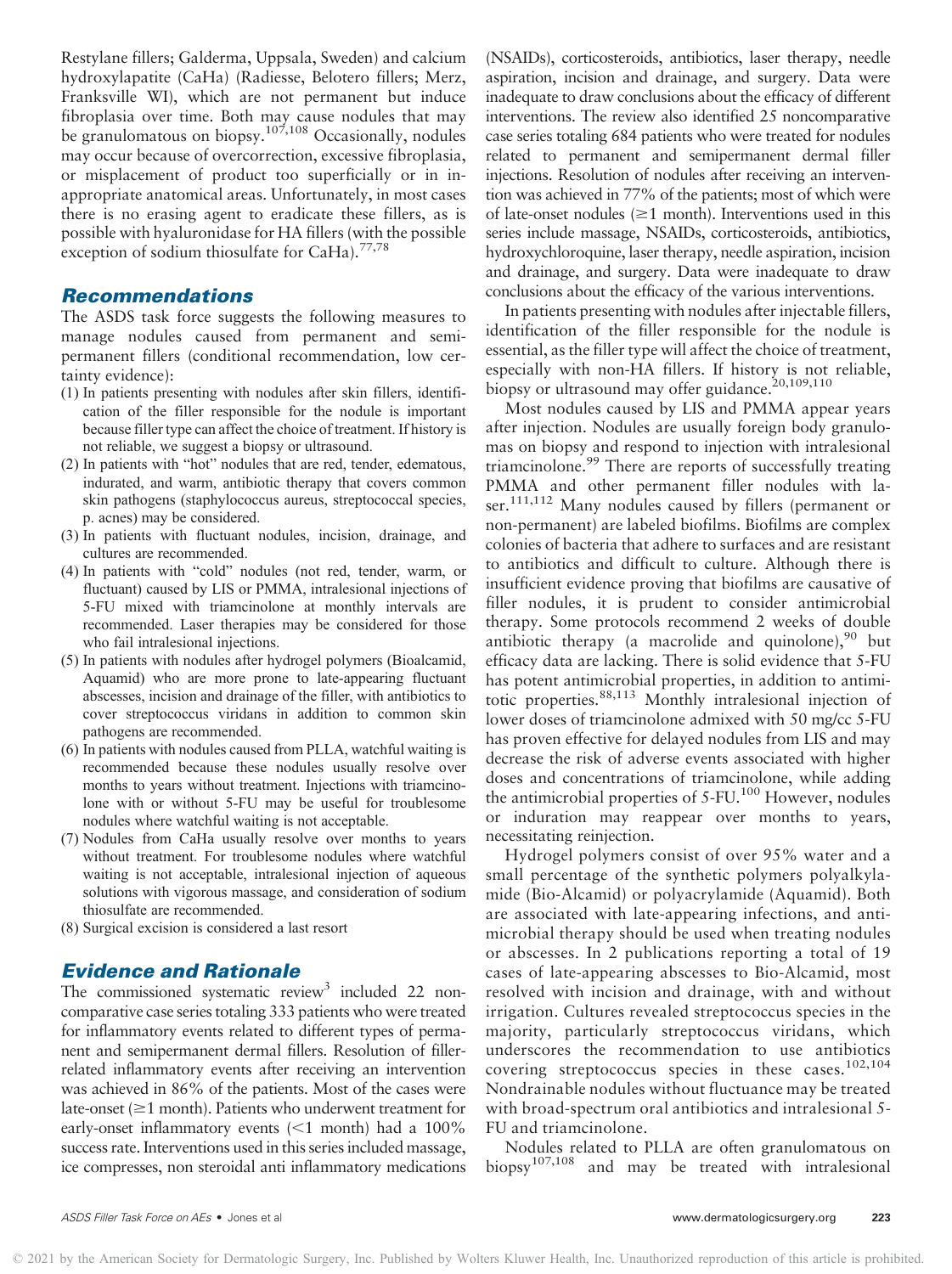Restylane fillers; Galderma, Uppsala, Sweden) and calcium hydroxylapatite (CaHa) (Radiesse, Belotero fillers; Merz, Franksville WI), which are not permanent but induce fibroplasia over time. Both may cause nodules that may be granulomatous on biopsy.[107,108] Occasionally, nodules may occur because of overcorrection, excessive fibroplasia, or misplacement of product too superficially or in inappropriate anatomical areas. Unfortunately, in most cases there is no erasing agent to eradicate these fillers, as is possible with hyaluronidase for HA fillers (with the possible exception of sodium thiosulfate for CaHa).[77,78]

## Recommendations

The ASDS task force suggests the following measures to manage nodules caused from permanent and semipermanent fillers (conditional recommendation, low certainty evidence):

(1) In patients presenting with nodules after skin fillers, identification of the filler responsible for the nodule is important because filler type can affect the choice of treatment. If history is not reliable, we suggest a biopsy or ultrasound.
(2) In patients with "hot" nodules that are red, tender, edematous, indurated, and warm, antibiotic therapy that covers common skin pathogens (staphylococcus aureus, streptococcal species, p. acnes) may be considered.
(3) In patients with fluctuant nodules, incision, drainage, and cultures are recommended.
(4) In patients with "cold" nodules (not red, tender, warm, or fluctuant) caused by LIS or PMMA, intralesional injections of 5-FU mixed with triamcinolone at monthly intervals are recommended. Laser therapies may be considered for those who fail intralesional injections.
(5) In patients with nodules after hydrogel polymers (Bioalcamid, Aquamid) who are more prone to late-appearing fluctuant abscesses, incision and drainage of the filler, with antibiotics to cover streptococcus viridans in addition to common skin pathogens are recommended.
(6) In patients with nodules caused from PLLA, watchful waiting is recommended because these nodules usually resolve over months to years without treatment. Injections with triamcinolone with or without 5-FU may be useful for troublesome nodules where watchful waiting is not acceptable.
(7) Nodules from CaHa usually resolve over months to years without treatment. For troublesome nodules where watchful waiting is not acceptable, intralesional injection of aqueous solutions with vigorous massage, and consideration of sodium thiosulfate are recommended.
(8) Surgical excision is considered a last resort

## Evidence and Rationale

The commissioned systematic review[3] included 22 noncomparative case series totaling 333 patients who were treated for inflammatory events related to different types of permanent and semipermanent dermal fillers. Resolution of filler-related inflammatory events after receiving an intervention was achieved in 86% of the patients. Most of the cases were late-onset (≥1 month). Patients who underwent treatment for early-onset inflammatory events (<1 month) had a 100% success rate. Interventions used in this series included massage, ice compresses, non steroidal anti inflammatory medications (NSAIDs), corticosteroids, antibiotics, laser therapy, needle aspiration, incision and drainage, and surgery. Data were inadequate to draw conclusions about the efficacy of different interventions. The review also identified 25 noncomparative case series totaling 684 patients who were treated for nodules related to permanent and semipermanent dermal filler injections. Resolution of nodules after receiving an intervention was achieved in 77% of the patients; most of which were of late-onset nodules (≥1 month). Interventions used in this series include massage, NSAIDs, corticosteroids, antibiotics, hydroxychloroquine, laser therapy, needle aspiration, incision and drainage, and surgery. Data were inadequate to draw conclusions about the efficacy of the various interventions.

In patients presenting with nodules after injectable fillers, identification of the filler responsible for the nodule is essential, as the filler type will affect the choice of treatment, especially with non-HA fillers. If history is not reliable, biopsy or ultrasound may offer guidance.[20,109,110]

Most nodules caused by LIS and PMMA appear years after injection. Nodules are usually foreign body granulomas on biopsy and respond to injection with intralesional triamcinolone.[99] There are reports of successfully treating PMMA and other permanent filler nodules with laser.[111,112] Many nodules caused by fillers (permanent or non-permanent) are labeled biofilms. Biofilms are complex colonies of bacteria that adhere to surfaces and are resistant to antibiotics and difficult to culture. Although there is insufficient evidence proving that biofilms are causative of filler nodules, it is prudent to consider antimicrobial therapy. Some protocols recommend 2 weeks of double antibiotic therapy (a macrolide and quinolone),[90] but efficacy data are lacking. There is solid evidence that 5-FU has potent antimicrobial properties, in addition to antimitotic properties.[88,113] Monthly intralesional injection of lower doses of triamcinolone admixed with 50 mg/cc 5-FU has proven effective for delayed nodules from LIS and may decrease the risk of adverse events associated with higher doses and concentrations of triamcinolone, while adding the antimicrobial properties of 5-FU.[100] However, nodules or induration may reappear over months to years, necessitating reinjection.

Hydrogel polymers consist of over 95% water and a small percentage of the synthetic polymers polyalkylamide (Bio-Alcamid) or polyacrylamide (Aquamid). Both are associated with late-appearing infections, and antimicrobial therapy should be used when treating nodules or abscesses. In 2 publications reporting a total of 19 cases of late-appearing abscesses to Bio-Alcamid, most resolved with incision and drainage, with and without irrigation. Cultures revealed streptococcus species in the majority, particularly streptococcus viridans, which underscores the recommendation to use antibiotics covering streptococcus species in these cases.[102,104] Nondrainable nodules without fluctuance may be treated with broad-spectrum oral antibiotics and intralesional 5-FU and triamcinolone.

Nodules related to PLLA are often granulomatous on biopsy[107,108] and may be treated with intralesional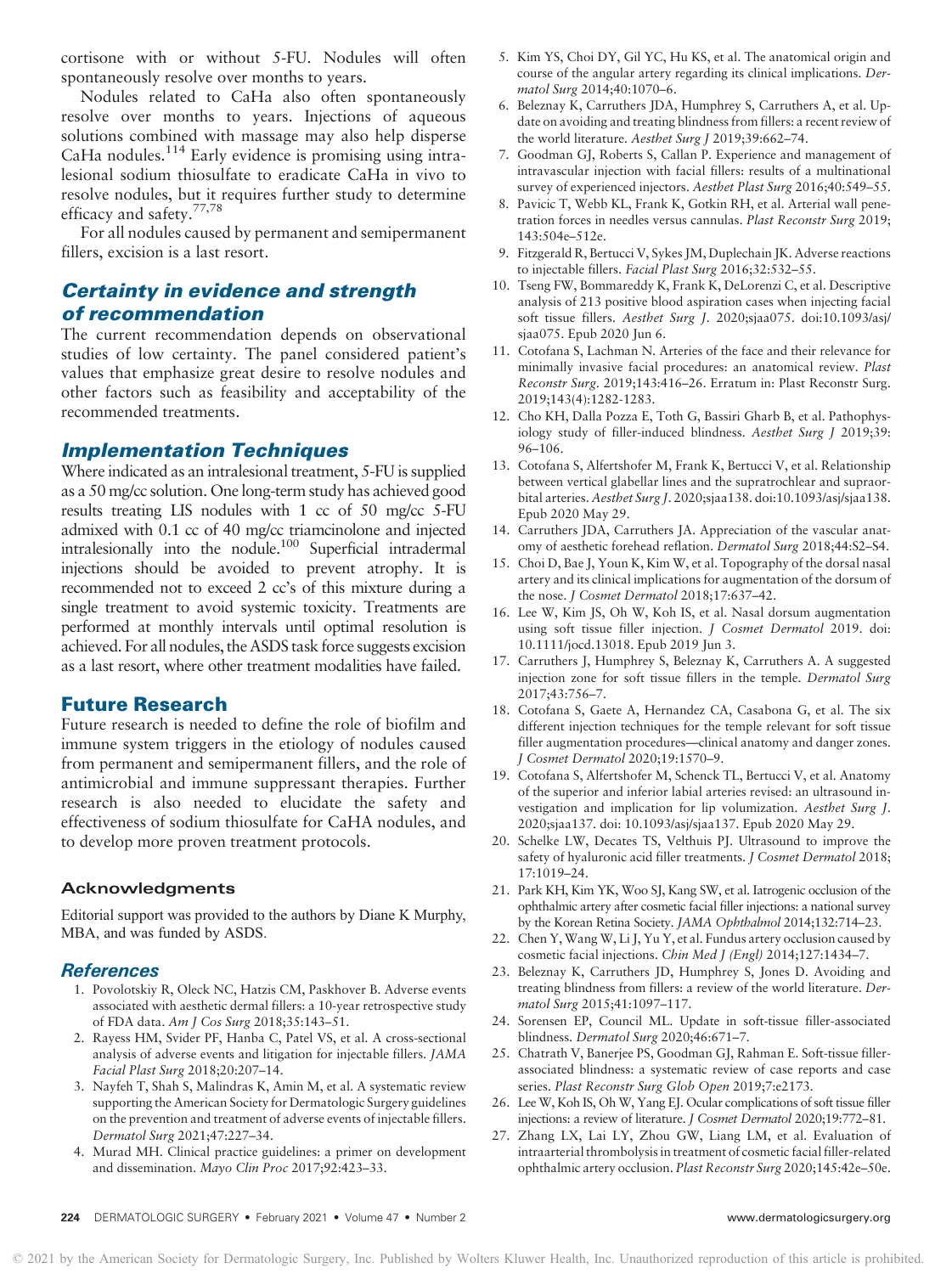cortisone with or without 5-FU. Nodules will often spontaneously resolve over months to years.

Nodules related to CaHa also often spontaneously resolve over months to years. Injections of aqueous solutions combined with massage may also help disperse CaHa nodules.[114] Early evidence is promising using intralesional sodium thiosulfate to eradicate CaHa in vivo to resolve nodules, but it requires further study to determine efficacy and safety.[77,78]

For all nodules caused by permanent and semipermanent fillers, excision is a last resort.

## Certainty in evidence and strength of recommendation

The current recommendation depends on observational studies of low certainty. The panel considered patient's values that emphasize great desire to resolve nodules and other factors such as feasibility and acceptability of the recommended treatments.

## Implementation Techniques

Where indicated as an intralesional treatment, 5-FU is supplied as a 50 mg/cc solution. One long-term study has achieved good results treating LIS nodules with 1 cc of 50 mg/cc 5-FU admixed with 0.1 cc of 40 mg/cc triamcinolone and injected intralesionally into the nodule.[100] Superficial intradermal injections should be avoided to prevent atrophy. It is recommended not to exceed 2 cc's of this mixture during a single treatment to avoid systemic toxicity. Treatments are performed at monthly intervals until optimal resolution is achieved. For all nodules, the ASDS task force suggests excision as a last resort, where other treatment modalities have failed.

## Future Research

Future research is needed to define the role of biofilm and immune system triggers in the etiology of nodules caused from permanent and semipermanent fillers, and the role of antimicrobial and immune suppressant therapies. Further research is also needed to elucidate the safety and effectiveness of sodium thiosulfate for CaHA nodules, and to develop more proven treatment protocols.

### Acknowledgments

Editorial support was provided to the authors by Diane K Murphy, MBA, and was funded by ASDS.

## References

1. Povolotskiy R, Oleck NC, Hatzis CM, Paskhover B. Adverse events associated with aesthetic dermal fillers: a 10-year retrospective study of FDA data. *Am J Cos Surg* 2018;35:143–51.
2. Rayess HM, Svider PF, Hanba C, Patel VS, et al. A cross-sectional analysis of adverse events and litigation for injectable fillers. *JAMA Facial Plast Surg* 2018;20:207–14.
3. Nayfeh T, Shah S, Malindras K, Amin M, et al. A systematic review supporting the American Society for Dermatologic Surgery guidelines on the prevention and treatment of adverse events of injectable fillers. *Dermatol Surg* 2021;47:227–34.
4. Murad MH. Clinical practice guidelines: a primer on development and dissemination. *Mayo Clin Proc* 2017;92:423–33.
5. Kim YS, Choi DY, Gil YC, Hu KS, et al. The anatomical origin and course of the angular artery regarding its clinical implications. *Dermatol Surg* 2014;40:1070–6.
6. Beleznay K, Carruthers JDA, Humphrey S, Carruthers A, et al. Update on avoiding and treating blindness from fillers: a recent review of the world literature. *Aesthet Surg J* 2019;39:662–74.
7. Goodman GJ, Roberts S, Callan P. Experience and management of intravascular injection with facial fillers: results of a multinational survey of experienced injectors. *Aesthet Plast Surg* 2016;40:549–55.
8. Pavicic T, Webb KL, Frank K, Gotkin RH, et al. Arterial wall penetration forces in needles versus cannulas. *Plast Reconstr Surg* 2019; 143:504e–512e.
9. Fitzgerald R, Bertucci V, Sykes JM, Duplechain JK. Adverse reactions to injectable fillers. *Facial Plast Surg* 2016;32:532–55.
10. Tseng FW, Bommareddy K, Frank K, DeLorenzi C, et al. Descriptive analysis of 213 positive blood aspiration cases when injecting facial soft tissue fillers. *Aesthet Surg J*. 2020;sjaa075. doi:10.1093/asj/sjaa075. Epub 2020 Jun 6.
11. Cotofana S, Lachman N. Arteries of the face and their relevance for minimally invasive facial procedures: an anatomical review. *Plast Reconstr Surg*. 2019;143:416–26. Erratum in: Plast Reconstr Surg. 2019;143(4):1282-1283.
12. Cho KH, Dalla Pozza E, Toth G, Bassiri Gharb B, et al. Pathophysiology study of filler-induced blindness. *Aesthet Surg J* 2019;39: 96–106.
13. Cotofana S, Alfertshofer M, Frank K, Bertucci V, et al. Relationship between vertical glabellar lines and the supratrochlear and supraorbital arteries. *Aesthet Surg J*. 2020;sjaa138. doi:10.1093/asj/sjaa138. Epub 2020 May 29.
14. Carruthers JDA, Carruthers JA. Appreciation of the vascular anatomy of aesthetic forehead reflation. *Dermatol Surg* 2018;44:S2–S4.
15. Choi D, Bae J, Youn K, Kim W, et al. Topography of the dorsal nasal artery and its clinical implications for augmentation of the dorsum of the nose. *J Cosmet Dermatol* 2018;17:637–42.
16. Lee W, Kim JS, Oh W, Koh IS, et al. Nasal dorsum augmentation using soft tissue filler injection. *J Cosmet Dermatol* 2019. doi: 10.1111/jocd.13018. Epub 2019 Jun 3.
17. Carruthers J, Humphrey S, Beleznay K, Carruthers A. A suggested injection zone for soft tissue fillers in the temple. *Dermatol Surg* 2017;43:756–7.
18. Cotofana S, Gaete A, Hernandez CA, Casabona G, et al. The six different injection techniques for the temple relevant for soft tissue filler augmentation procedures—clinical anatomy and danger zones. *J Cosmet Dermatol* 2020;19:1570–9.
19. Cotofana S, Alfertshofer M, Schenck TL, Bertucci V, et al. Anatomy of the superior and inferior labial arteries revised: an ultrasound investigation and implication for lip volumization. *Aesthet Surg J*. 2020;sjaa137. doi: 10.1093/asj/sjaa137. Epub 2020 May 29.
20. Schelke LW, Decates TS, Velthuis PJ. Ultrasound to improve the safety of hyaluronic acid filler treatments. *J Cosmet Dermatol* 2018; 17:1019–24.
21. Park KH, Kim YK, Woo SJ, Kang SW, et al. Iatrogenic occlusion of the ophthalmic artery after cosmetic facial filler injections: a national survey by the Korean Retina Society. *JAMA Ophthalmol* 2014;132:714–23.
22. Chen Y, Wang W, Li J, Yu Y, et al. Fundus artery occlusion caused by cosmetic facial injections. *Chin Med J (Engl)* 2014;127:1434–7.
23. Beleznay K, Carruthers JD, Humphrey S, Jones D. Avoiding and treating blindness from fillers: a review of the world literature. *Dermatol Surg* 2015;41:1097–117.
24. Sorensen EP, Council ML. Update in soft-tissue filler-associated blindness. *Dermatol Surg* 2020;46:671–7.
25. Chatrath V, Banerjee PS, Goodman GJ, Rahman E. Soft-tissue filler-associated blindness: a systematic review of case reports and case series. *Plast Reconstr Surg Glob Open* 2019;7:e2173.
26. Lee W, Koh IS, Oh W, Yang EJ. Ocular complications of soft tissue filler injections: a review of literature. *J Cosmet Dermatol* 2020;19:772–81.
27. Zhang LX, Lai LY, Zhou GW, Liang LM, et al. Evaluation of intraarterial thrombolysis in treatment of cosmetic facial filler-related ophthalmic artery occlusion. *Plast Reconstr Surg* 2020;145:42e–50e.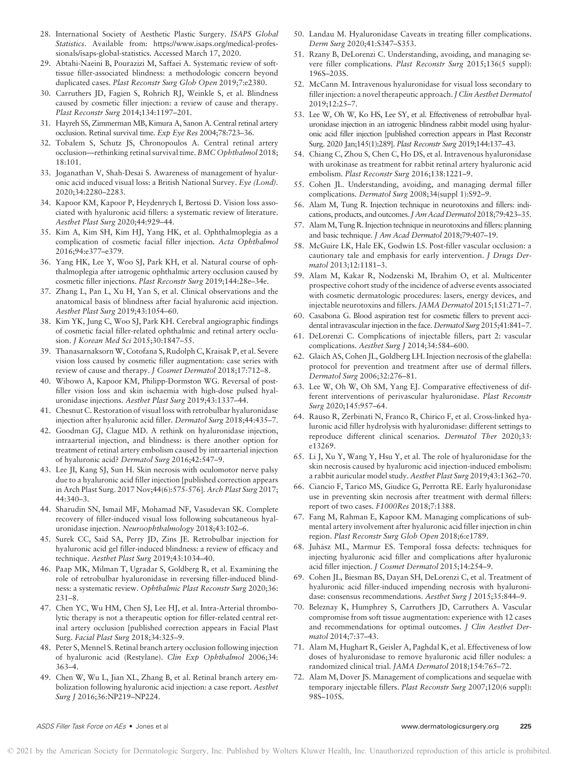28. International Society of Aesthetic Plastic Surgery. *ISAPS Global Statistics*. Available from: https://www.isaps.org/medical-professionals/isaps-global-statistics. Accessed March 17, 2020.
29. Abtahi-Naeini B, Pourazizi M, Saffaei A. Systematic review of soft-tissue filler-associated blindness: a methodologic concern beyond duplicated cases. *Plast Reconstr Surg Glob Open* 2019;7:e2380.
30. Carruthers JD, Fagien S, Rohrich RJ, Weinkle S, et al. Blindness caused by cosmetic filler injection: a review of cause and therapy. *Plast Reconstr Surg* 2014;134:1197–201.
31. Hayreh SS, Zimmerman MB, Kimura A, Sanon A. Central retinal artery occlusion. Retinal survival time. *Exp Eye Res* 2004;78:723–36.
32. Tobalem S, Schutz JS, Chronopoulos A. Central retinal artery occlusion—rethinking retinal survival time. *BMC Ophthalmol* 2018; 18:101.
33. Joganathan V, Shah-Desai S. Awareness of management of hyaluronic acid induced visual loss: a British National Survey. *Eye (Lond)*. 2020;34:2280–2283.
34. Kapoor KM, Kapoor P, Heydenrych I, Bertossi D. Vision loss associated with hyaluronic acid fillers: a systematic review of literature. *Aesthet Plast Surg* 2020;44:929–44.
35. Kim A, Kim SH, Kim HJ, Yang HK, et al. Ophthalmoplegia as a complication of cosmetic facial filler injection. *Acta Ophthalmol* 2016;94:e377–e379.
36. Yang HK, Lee Y, Woo SJ, Park KH, et al. Natural course of ophthalmoplegia after iatrogenic ophthalmic artery occlusion caused by cosmetic filler injections. *Plast Reconstr Surg* 2019;144:28e–34e.
37. Zhang L, Pan L, Xu H, Yan S, et al. Clinical observations and the anatomical basis of blindness after facial hyaluronic acid injection. *Aesthet Plast Surg* 2019;43:1054–60.
38. Kim YK, Jung C, Woo SJ, Park KH. Cerebral angiographic findings of cosmetic facial filler-related ophthalmic and retinal artery occlusion. *J Korean Med Sci* 2015;30:1847–55.
39. Thanasarnaksorn W, Cotofana S, Rudolph C, Kraisak P, et al. Severe vision loss caused by cosmetic filler augmentation: case series with review of cause and therapy. *J Cosmet Dermatol* 2018;17:712–8.
40. Wibowo A, Kapoor KM, Philipp-Dormston WG. Reversal of post-filler vision loss and skin ischaemia with high-dose pulsed hyaluronidase injections. *Aesthet Plast Surg* 2019;43:1337–44.
41. Chesnut C. Restoration of visual loss with retrobulbar hyaluronidase injection after hyaluronic acid filler. *Dermatol Surg* 2018;44:435–7.
42. Goodman GJ, Clague MD. A rethink on hyaluronidase injection, intraarterial injection, and blindness: is there another option for treatment of retinal artery embolism caused by intraarterial injection of hyaluronic acid? *Dermatol Surg* 2016;42:547–9.
43. Lee JI, Kang SJ, Sun H. Skin necrosis with oculomotor nerve palsy due to a hyaluronic acid filler injection [published correction appears in Arch Plast Surg. 2017 Nov;44(6):575-576]. *Arch Plast Surg* 2017; 44:340–3.
44. Sharudin SN, Ismail MF, Mohamad NF, Vasudevan SK. Complete recovery of filler-induced visual loss following subcutaneous hyaluronidase injection. *Neuroophthalmology* 2018;43:102–6.
45. Surek CC, Said SA, Perry JD, Zins JE. Retrobulbar injection for hyaluronic acid gel filler-induced blindness: a review of efficacy and technique. *Aesthet Plast Surg* 2019;43:1034–40.
46. Paap MK, Milman T, Ugradar S, Goldberg R, et al. Examining the role of retrobulbar hyaluronidase in reversing filler-induced blindness: a systematic review. *Ophthalmic Plast Reconstr Surg* 2020;36: 231–8.
47. Chen YC, Wu HM, Chen SJ, Lee HJ, et al. Intra-Arterial thrombolytic therapy is not a therapeutic option for filler-related central retinal artery occlusion [published correction appears in Facial Plast Surg. *Facial Plast Surg* 2018;34:325–9.
48. Peter S, Mennel S. Retinal branch artery occlusion following injection of hyaluronic acid (Restylane). *Clin Exp Ophthalmol* 2006;34: 363–4.
49. Chen W, Wu L, Jian XL, Zhang B, et al. Retinal branch artery embolization following hyaluronic acid injection: a case report. *Aesthet Surg J* 2016;36:NP219–NP224.
50. Landau M. Hyaluronidase Caveats in treating filler complications. *Derm Surg* 2020;41:S347–S353.
51. Rzany B, DeLorenzi C. Understanding, avoiding, and managing severe filler complications. *Plast Reconstr Surg* 2015;136(5 suppl): 196S–203S.
52. McCann M. Intravenous hyaluronidase for visual loss secondary to filler injection: a novel therapeutic approach. *J Clin Aesthet Dermatol* 2019;12:25–7.
53. Lee W, Oh W, Ko HS, Lee SY, et al. Effectiveness of retrobulbar hyaluronidase injection in an iatrogenic blindness rabbit model using hyaluronic acid filler injection [published correction appears in Plast Reconstr Surg. 2020 Jan;145(1):289]. *Plast Reconstr Surg* 2019;144:137–43.
54. Chiang C, Zhou S, Chen C, Ho DS, et al. Intravenous hyaluronidase with urokinase as treatment for rabbit retinal artery hyaluronic acid embolism. *Plast Reconstr Surg* 2016;138:1221–9.
55. Cohen JL. Understanding, avoiding, and managing dermal filler complications. *Dermatol Surg* 2008;34(suppl 1):S92–9.
56. Alam M, Tung R. Injection technique in neurotoxins and fillers: indications, products, and outcomes. *J Am Acad Dermatol* 2018;79:423–35.
57. Alam M, Tung R. Injection technique in neurotoxins and fillers: planning and basic technique. *J Am Acad Dermatol* 2018;79:407–19.
58. McGuire LK, Hale EK, Godwin LS. Post-filler vascular occlusion: a cautionary tale and emphasis for early intervention. *J Drugs Dermatol* 2013;12:1181–3.
59. Alam M, Kakar R, Nodzenski M, Ibrahim O, et al. Multicenter prospective cohort study of the incidence of adverse events associated with cosmetic dermatologic procedures: lasers, energy devices, and injectable neurotoxins and fillers. *JAMA Dermatol* 2015;151:271–7.
60. Casabona G. Blood aspiration test for cosmetic fillers to prevent accidental intravascular injection in the face. *Dermatol Surg* 2015;41:841–7.
61. DeLorenzi C. Complications of injectable fillers, part 2: vascular complications. *Aesthet Surg J* 2014;34:584–600.
62. Glaich AS, Cohen JL, Goldberg LH. Injection necrosis of the glabella: protocol for prevention and treatment after use of dermal fillers. *Dermatol Surg* 2006;32:276–81.
63. Lee W, Oh W, Oh SM, Yang EJ. Comparative effectiveness of different interventions of perivascular hyaluronidase. *Plast Reconstr Surg* 2020;145:957–64.
64. Rauso R, Zerbinati N, Franco R, Chirico F, et al. Cross-linked hyaluronic acid filler hydrolysis with hyaluronidase: different settings to reproduce different clinical scenarios. *Dermatol Ther* 2020;33: e13269.
65. Li J, Xu Y, Wang Y, Hsu Y, et al. The role of hyaluronidase for the skin necrosis caused by hyaluronic acid injection-induced embolism: a rabbit auricular model study. *Aesthet Plast Surg* 2019;43:1362–70.
66. Ciancio F, Tarico MS, Giudice G, Perrotta RE. Early hyaluronidase use in preventing skin necrosis after treatment with dermal fillers: report of two cases. *F1000Res* 2018;7:1388.
67. Fang M, Rahman E, Kapoor KM. Managing complications of submental artery involvement after hyaluronic acid filler injection in chin region. *Plast Reconstr Surg Glob Open* 2018;6:e1789.
68. Juhász ML, Marmur ES. Temporal fossa defects: techniques for injecting hyaluronic acid filler and complications after hyaluronic acid filler injection. *J Cosmet Dermatol* 2015;14:254–9.
69. Cohen JL, Biesman BS, Dayan SH, DeLorenzi C, et al. Treatment of hyaluronic acid filler-induced impending necrosis with hyaluronidase: consensus recommendations. *Aesthet Surg J* 2015;35:844–9.
70. Beleznay K, Humphrey S, Carruthers JD, Carruthers A. Vascular compromise from soft tissue augmentation: experience with 12 cases and recommendations for optimal outcomes. *J Clin Aesthet Dermatol* 2014;7:37–43.
71. Alam M, Hughart R, Geisler A, Paghdal K, et al. Effectiveness of low doses of hyaluronidase to remove hyaluronic acid filler nodules: a randomized clinical trial. *JAMA Dermatol* 2018;154:765–72.
72. Alam M, Dover JS. Management of complications and sequelae with temporary injectable fillers. *Plast Reconstr Surg* 2007;120(6 suppl): 98S–105S.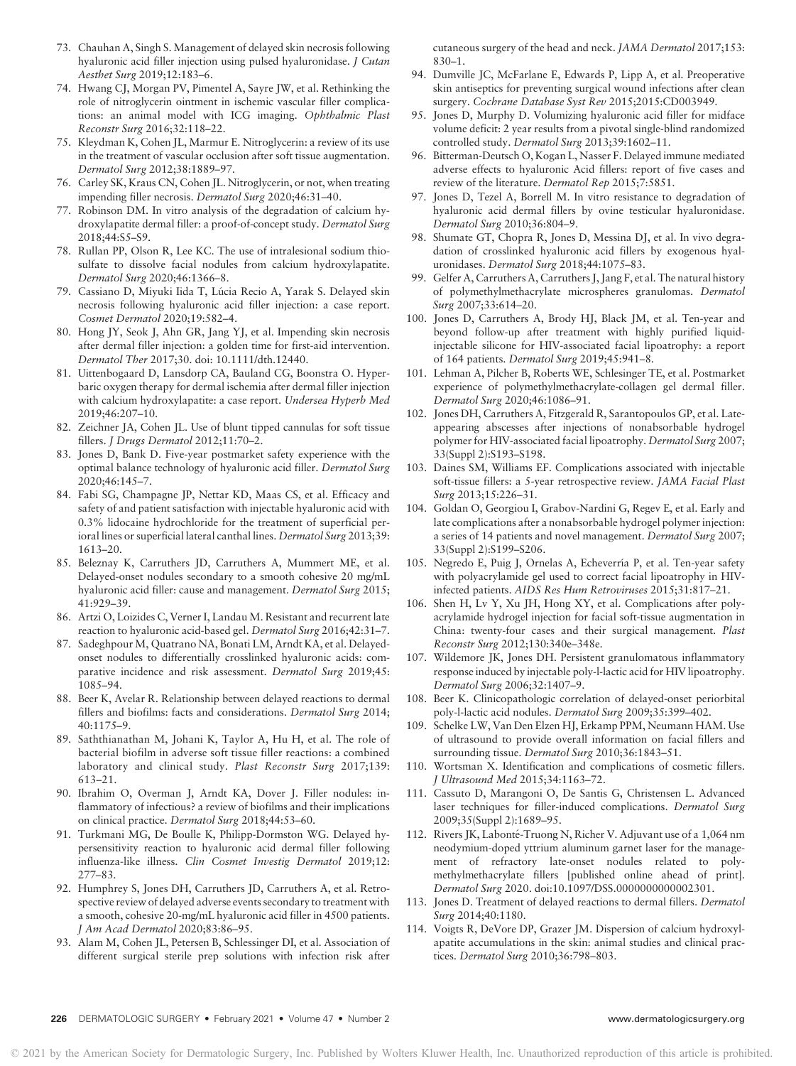73. Chauhan A, Singh S. Management of delayed skin necrosis following hyaluronic acid filler injection using pulsed hyaluronidase. *J Cutan Aesthet Surg* 2019;12:183–6.
74. Hwang CJ, Morgan PV, Pimentel A, Sayre JW, et al. Rethinking the role of nitroglycerin ointment in ischemic vascular filler complications: an animal model with ICG imaging. *Ophthalmic Plast Reconstr Surg* 2016;32:118–22.
75. Kleydman K, Cohen JL, Marmur E. Nitroglycerin: a review of its use in the treatment of vascular occlusion after soft tissue augmentation. *Dermatol Surg* 2012;38:1889–97.
76. Carley SK, Kraus CN, Cohen JL. Nitroglycerin, or not, when treating impending filler necrosis. *Dermatol Surg* 2020;46:31–40.
77. Robinson DM. In vitro analysis of the degradation of calcium hydroxylapatite dermal filler: a proof-of-concept study. *Dermatol Surg* 2018;44:S5–S9.
78. Rullan PP, Olson R, Lee KC. The use of intralesional sodium thiosulfate to dissolve facial nodules from calcium hydroxylapatite. *Dermatol Surg* 2020;46:1366–8.
79. Cassiano D, Miyuki Iida T, Lúcia Recio A, Yarak S. Delayed skin necrosis following hyaluronic acid filler injection: a case report. *Cosmet Dermatol* 2020;19:582–4.
80. Hong JY, Seok J, Ahn GR, Jang YJ, et al. Impending skin necrosis after dermal filler injection: a golden time for first-aid intervention. *Dermatol Ther* 2017;30. doi: 10.1111/dth.12440.
81. Uittenbogaard D, Lansdorp CA, Bauland CG, Boonstra O. Hyperbaric oxygen therapy for dermal ischemia after dermal filler injection with calcium hydroxylapatite: a case report. *Undersea Hyperb Med* 2019;46:207–10.
82. Zeichner JA, Cohen JL. Use of blunt tipped cannulas for soft tissue fillers. *J Drugs Dermatol* 2012;11:70–2.
83. Jones D, Bank D. Five-year postmarket safety experience with the optimal balance technology of hyaluronic acid filler. *Dermatol Surg* 2020;46:145–7.
84. Fabi SG, Champagne JP, Nettar KD, Maas CS, et al. Efficacy and safety of and patient satisfaction with injectable hyaluronic acid with 0.3% lidocaine hydrochloride for the treatment of superficial perioral lines or superficial lateral canthal lines. *Dermatol Surg* 2013;39:1613–20.
85. Beleznay K, Carruthers JD, Carruthers A, Mummert ME, et al. Delayed-onset nodules secondary to a smooth cohesive 20 mg/mL hyaluronic acid filler: cause and management. *Dermatol Surg* 2015;41:929–39.
86. Artzi O, Loizides C, Verner I, Landau M. Resistant and recurrent late reaction to hyaluronic acid-based gel. *Dermatol Surg* 2016;42:31–7.
87. Sadeghpour M, Quatrano NA, Bonati LM, Arndt KA, et al. Delayed-onset nodules to differentially crosslinked hyaluronic acids: comparative incidence and risk assessment. *Dermatol Surg* 2019;45:1085–94.
88. Beer K, Avelar R. Relationship between delayed reactions to dermal fillers and biofilms: facts and considerations. *Dermatol Surg* 2014;40:1175–9.
89. Saththianathan M, Johani K, Taylor A, Hu H, et al. The role of bacterial biofilm in adverse soft tissue filler reactions: a combined laboratory and clinical study. *Plast Reconstr Surg* 2017;139:613–21.
90. Ibrahim O, Overman J, Arndt KA, Dover J. Filler nodules: inflammatory of infectious? a review of biofilms and their implications on clinical practice. *Dermatol Surg* 2018;44:53–60.
91. Turkmani MG, De Boulle K, Philipp-Dormston WG. Delayed hypersensitivity reaction to hyaluronic acid dermal filler following influenza-like illness. *Clin Cosmet Investig Dermatol* 2019;12:277–83.
92. Humphrey S, Jones DH, Carruthers JD, Carruthers A, et al. Retrospective review of delayed adverse events secondary to treatment with a smooth, cohesive 20-mg/mL hyaluronic acid filler in 4500 patients. *J Am Acad Dermatol* 2020;83:86–95.
93. Alam M, Cohen JL, Petersen B, Schlessinger DI, et al. Association of different surgical sterile prep solutions with infection risk after cutaneous surgery of the head and neck. *JAMA Dermatol* 2017;153:830–1.
94. Dumville JC, McFarlane E, Edwards P, Lipp A, et al. Preoperative skin antiseptics for preventing surgical wound infections after clean surgery. *Cochrane Database Syst Rev* 2015;2015:CD003949.
95. Jones D, Murphy D. Volumizing hyaluronic acid filler for midface volume deficit: 2 year results from a pivotal single-blind randomized controlled study. *Dermatol Surg* 2013;39:1602–11.
96. Bitterman-Deutsch O, Kogan L, Nasser F. Delayed immune mediated adverse effects to hyaluronic Acid fillers: report of five cases and review of the literature. *Dermatol Rep* 2015;7:5851.
97. Jones D, Tezel A, Borrell M. In vitro resistance to degradation of hyaluronic acid dermal fillers by ovine testicular hyaluronidase. *Dermatol Surg* 2010;36:804–9.
98. Shumate GT, Chopra R, Jones D, Messina DJ, et al. In vivo degradation of crosslinked hyaluronic acid fillers by exogenous hyaluronidases. *Dermatol Surg* 2018;44:1075–83.
99. Gelfer A, Carruthers A, Carruthers J, Jang F, et al. The natural history of polymethylmethacrylate microspheres granulomas. *Dermatol Surg* 2007;33:614–20.
100. Jones D, Carruthers A, Brody HJ, Black JM, et al. Ten-year and beyond follow-up after treatment with highly purified liquid-injectable silicone for HIV-associated facial lipoatrophy: a report of 164 patients. *Dermatol Surg* 2019;45:941–8.
101. Lehman A, Pilcher B, Roberts WE, Schlesinger TE, et al. Postmarket experience of polymethylmethacrylate-collagen gel dermal filler. *Dermatol Surg* 2020;46:1086–91.
102. Jones DH, Carruthers A, Fitzgerald R, Sarantopoulos GP, et al. Late-appearing abscesses after injections of nonabsorbable hydrogel polymer for HIV-associated facial lipoatrophy. *Dermatol Surg* 2007;33(Suppl 2):S193–S198.
103. Daines SM, Williams EF. Complications associated with injectable soft-tissue fillers: a 5-year retrospective review. *JAMA Facial Plast Surg* 2013;15:226–31.
104. Goldan O, Georgiou I, Grabov-Nardini G, Regev E, et al. Early and late complications after a nonabsorbable hydrogel polymer injection: a series of 14 patients and novel management. *Dermatol Surg* 2007;33(Suppl 2):S199–S206.
105. Negredo E, Puig J, Ornelas A, Echeverría P, et al. Ten-year safety with polyacrylamide gel used to correct facial lipoatrophy in HIV-infected patients. *AIDS Res Hum Retroviruses* 2015;31:817–21.
106. Shen H, Lv Y, Xu JH, Hong XY, et al. Complications after polyacrylamide hydrogel injection for facial soft-tissue augmentation in China: twenty-four cases and their surgical management. *Plast Reconstr Surg* 2012;130:340e–348e.
107. Wildemore JK, Jones DH. Persistent granulomatous inflammatory response induced by injectable poly-l-lactic acid for HIV lipoatrophy. *Dermatol Surg* 2006;32:1407–9.
108. Beer K. Clinicopathologic correlation of delayed-onset periorbital poly-l-lactic acid nodules. *Dermatol Surg* 2009;35:399–402.
109. Schelke LW, Van Den Elzen HJ, Erkamp PPM, Neumann HAM. Use of ultrasound to provide overall information on facial fillers and surrounding tissue. *Dermatol Surg* 2010;36:1843–51.
110. Wortsman X. Identification and complications of cosmetic fillers. *J Ultrasound Med* 2015;34:1163–72.
111. Cassuto D, Marangoni O, De Santis G, Christensen L. Advanced laser techniques for filler-induced complications. *Dermatol Surg* 2009;35(Suppl 2):1689–95.
112. Rivers JK, Labonté-Truong N, Richer V. Adjuvant use of a 1,064 nm neodymium-doped yttrium aluminum garnet laser for the management of refractory late-onset nodules related to polymethylmethacrylate fillers [published online ahead of print]. *Dermatol Surg* 2020. doi:10.1097/DSS.0000000000002301.
113. Jones D. Treatment of delayed reactions to dermal fillers. *Dermatol Surg* 2014;40:1180.
114. Voigts R, DeVore DP, Grazer JM. Dispersion of calcium hydroxylapatite accumulations in the skin: animal studies and clinical practices. *Dermatol Surg* 2010;36:798–803.